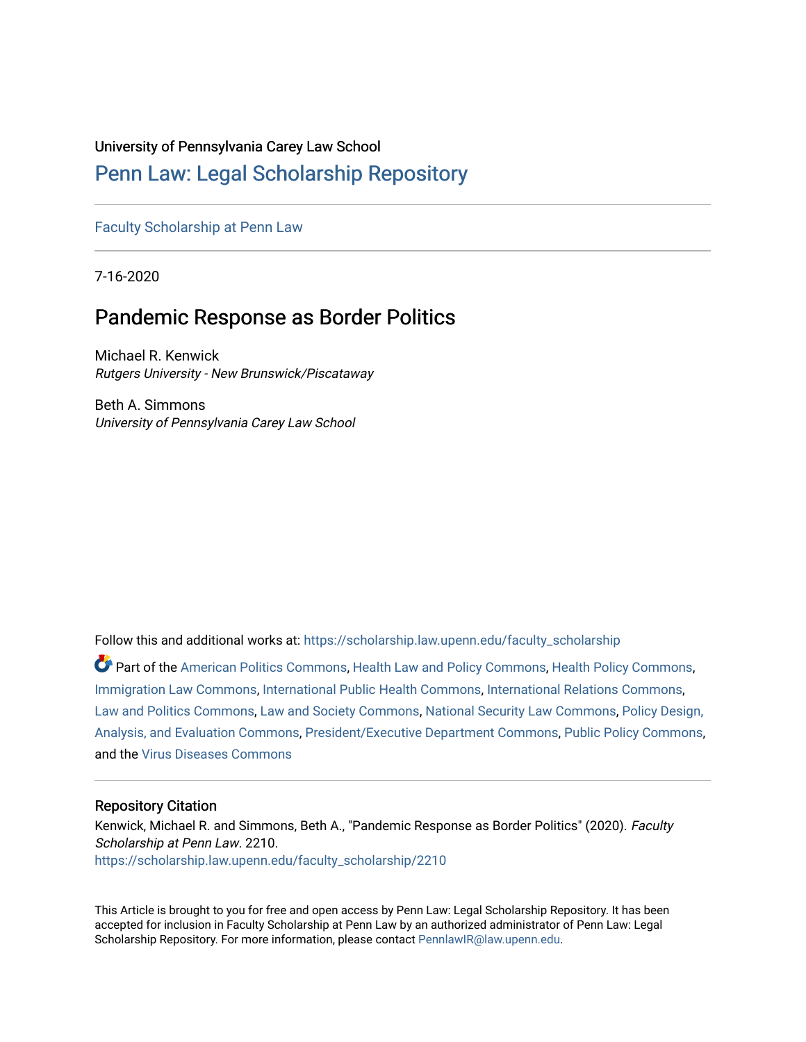University of Pennsylvania Carey Law School

# Penn Law: Legal Scholarship Repository

Faculty Scholarship at Penn Law

7-16-2020

## Pandemic Response as Border Politics

Michael R. Kenwick
*Rutgers University - New Brunswick/Piscataway*

Beth A. Simmons
*University of Pennsylvania Carey Law School*

Follow this and additional works at: https://scholarship.law.upenn.edu/faculty_scholarship

Part of the American Politics Commons, Health Law and Policy Commons, Health Policy Commons, Immigration Law Commons, International Public Health Commons, International Relations Commons, Law and Politics Commons, Law and Society Commons, National Security Law Commons, Policy Design, Analysis, and Evaluation Commons, President/Executive Department Commons, Public Policy Commons, and the Virus Diseases Commons

### Repository Citation

Kenwick, Michael R. and Simmons, Beth A., "Pandemic Response as Border Politics" (2020). *Faculty Scholarship at Penn Law*. 2210.
https://scholarship.law.upenn.edu/faculty_scholarship/2210

This Article is brought to you for free and open access by Penn Law: Legal Scholarship Repository. It has been accepted for inclusion in Faculty Scholarship at Penn Law by an authorized administrator of Penn Law: Legal Scholarship Repository. For more information, please contact PennlawIR@law.upenn.edu.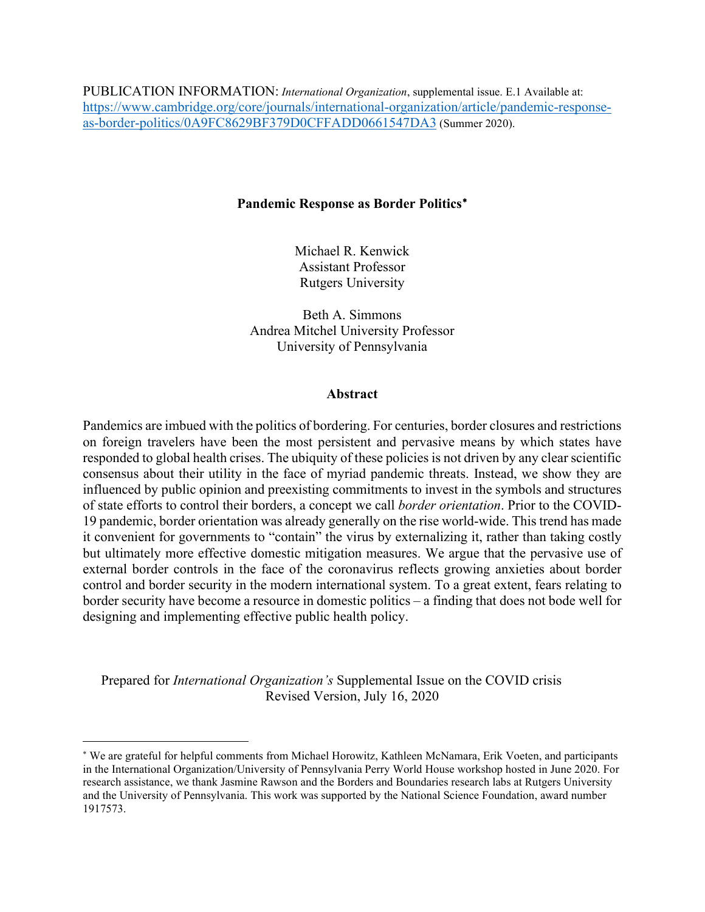PUBLICATION INFORMATION: *International Organization*, supplemental issue. E.1 Available at: [https://www.cambridge.org/core/journals/international-organization/article/pandemic-response-as-border-politics/0A9FC8629BF379D0CFFADD0661547DA3](https://www.cambridge.org/core/journals/international-organization/article/pandemic-response-as-border-politics/0A9FC8629BF379D0CFFADD0661547DA3) (Summer 2020).

**Pandemic Response as Border Politics***

Michael R. Kenwick
Assistant Professor
Rutgers University

Beth A. Simmons
Andrea Mitchel University Professor
University of Pennsylvania

**Abstract**

Pandemics are imbued with the politics of bordering. For centuries, border closures and restrictions on foreign travelers have been the most persistent and pervasive means by which states have responded to global health crises. The ubiquity of these policies is not driven by any clear scientific consensus about their utility in the face of myriad pandemic threats. Instead, we show they are influenced by public opinion and preexisting commitments to invest in the symbols and structures of state efforts to control their borders, a concept we call *border orientation*. Prior to the COVID-19 pandemic, border orientation was already generally on the rise world-wide. This trend has made it convenient for governments to "contain" the virus by externalizing it, rather than taking costly but ultimately more effective domestic mitigation measures. We argue that the pervasive use of external border controls in the face of the coronavirus reflects growing anxieties about border control and border security in the modern international system. To a great extent, fears relating to border security have become a resource in domestic politics – a finding that does not bode well for designing and implementing effective public health policy.

Prepared for *International Organization's* Supplemental Issue on the COVID crisis
Revised Version, July 16, 2020

---

* We are grateful for helpful comments from Michael Horowitz, Kathleen McNamara, Erik Voeten, and participants in the International Organization/University of Pennsylvania Perry World House workshop hosted in June 2020. For research assistance, we thank Jasmine Rawson and the Borders and Boundaries research labs at Rutgers University and the University of Pennsylvania. This work was supported by the National Science Foundation, award number 1917573.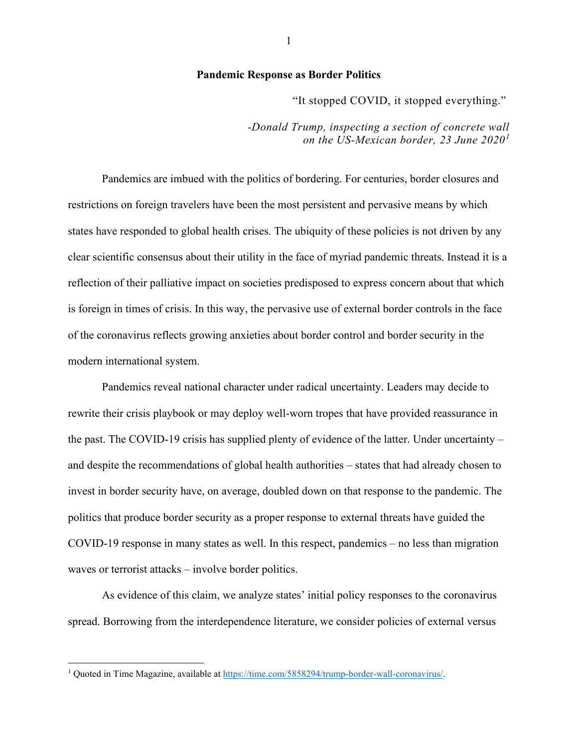# Pandemic Response as Border Politics

> "It stopped COVID, it stopped everything."
>
> *-Donald Trump, inspecting a section of concrete wall on the US-Mexican border, 23 June 2020*[1]

Pandemics are imbued with the politics of bordering. For centuries, border closures and restrictions on foreign travelers have been the most persistent and pervasive means by which states have responded to global health crises. The ubiquity of these policies is not driven by any clear scientific consensus about their utility in the face of myriad pandemic threats. Instead it is a reflection of their palliative impact on societies predisposed to express concern about that which is foreign in times of crisis. In this way, the pervasive use of external border controls in the face of the coronavirus reflects growing anxieties about border control and border security in the modern international system.

Pandemics reveal national character under radical uncertainty. Leaders may decide to rewrite their crisis playbook or may deploy well-worn tropes that have provided reassurance in the past. The COVID-19 crisis has supplied plenty of evidence of the latter. Under uncertainty – and despite the recommendations of global health authorities – states that had already chosen to invest in border security have, on average, doubled down on that response to the pandemic. The politics that produce border security as a proper response to external threats have guided the COVID-19 response in many states as well. In this respect, pandemics – no less than migration waves or terrorist attacks – involve border politics.

As evidence of this claim, we analyze states' initial policy responses to the coronavirus spread. Borrowing from the interdependence literature, we consider policies of external versus

---

[1] Quoted in Time Magazine, available at https://time.com/5858294/trump-border-wall-coronavirus/.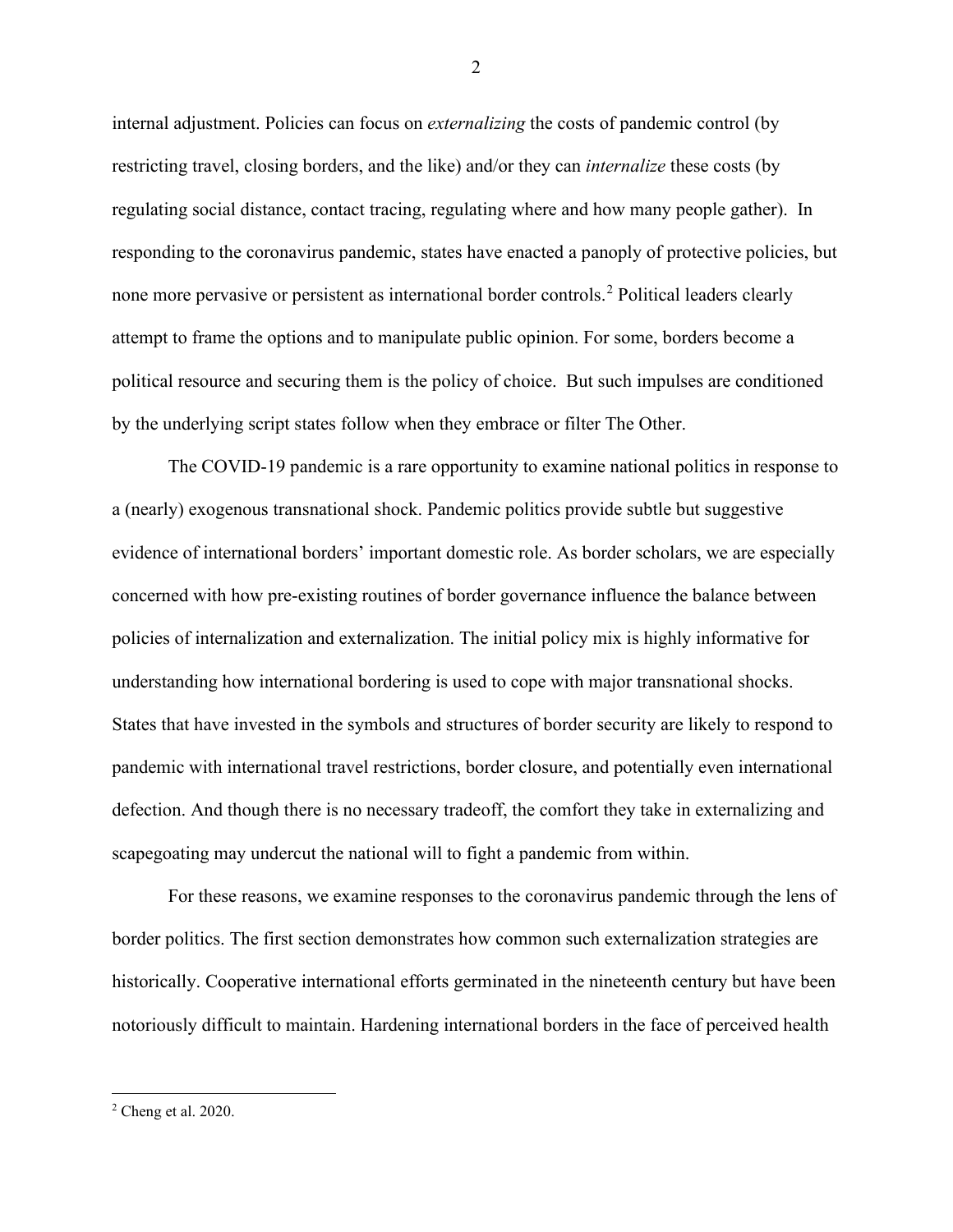internal adjustment. Policies can focus on *externalizing* the costs of pandemic control (by restricting travel, closing borders, and the like) and/or they can *internalize* these costs (by regulating social distance, contact tracing, regulating where and how many people gather). In responding to the coronavirus pandemic, states have enacted a panoply of protective policies, but none more pervasive or persistent as international border controls.[2] Political leaders clearly attempt to frame the options and to manipulate public opinion. For some, borders become a political resource and securing them is the policy of choice. But such impulses are conditioned by the underlying script states follow when they embrace or filter The Other.

The COVID-19 pandemic is a rare opportunity to examine national politics in response to a (nearly) exogenous transnational shock. Pandemic politics provide subtle but suggestive evidence of international borders' important domestic role. As border scholars, we are especially concerned with how pre-existing routines of border governance influence the balance between policies of internalization and externalization. The initial policy mix is highly informative for understanding how international bordering is used to cope with major transnational shocks. States that have invested in the symbols and structures of border security are likely to respond to pandemic with international travel restrictions, border closure, and potentially even international defection. And though there is no necessary tradeoff, the comfort they take in externalizing and scapegoating may undercut the national will to fight a pandemic from within.

For these reasons, we examine responses to the coronavirus pandemic through the lens of border politics. The first section demonstrates how common such externalization strategies are historically. Cooperative international efforts germinated in the nineteenth century but have been notoriously difficult to maintain. Hardening international borders in the face of perceived health

[2] Cheng et al. 2020.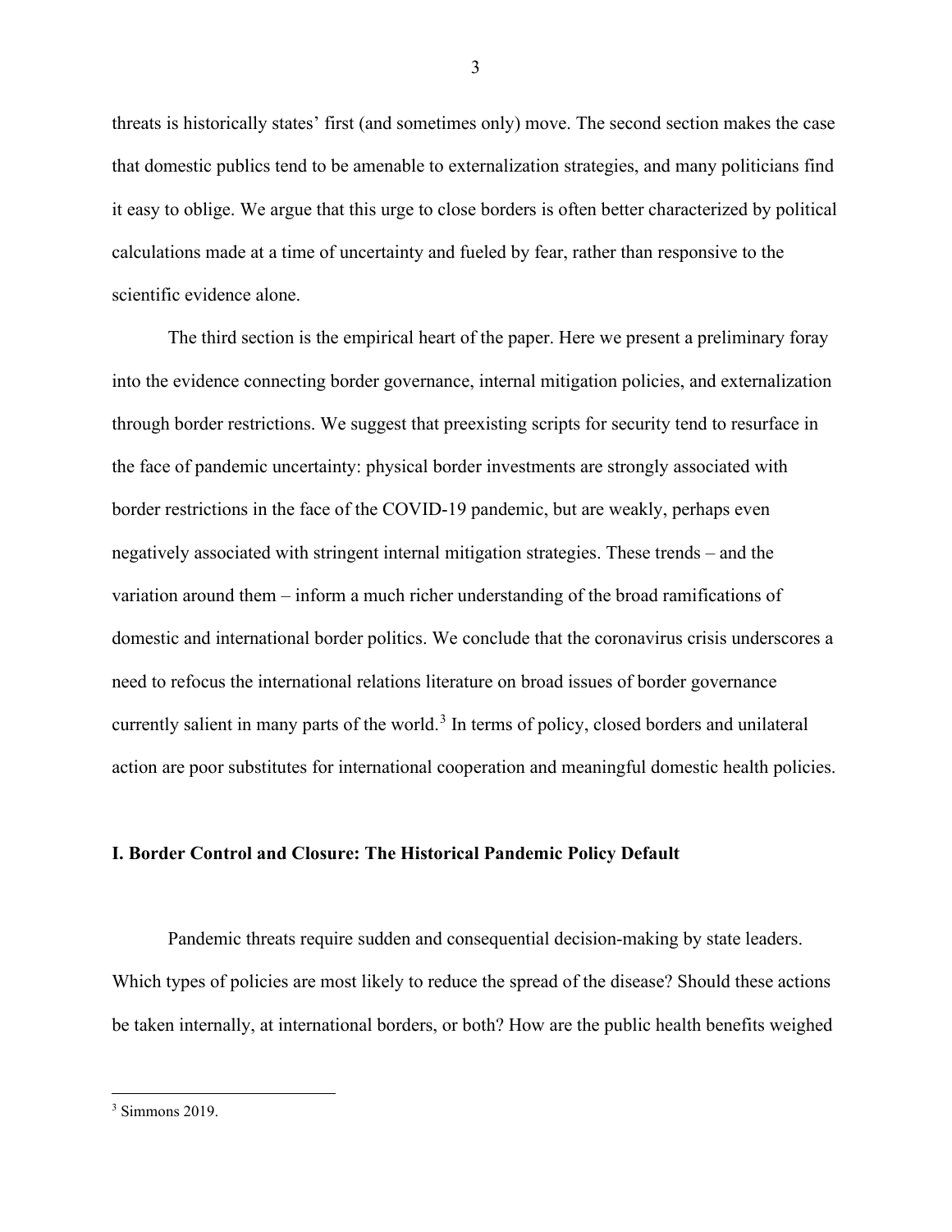threats is historically states' first (and sometimes only) move. The second section makes the case that domestic publics tend to be amenable to externalization strategies, and many politicians find it easy to oblige. We argue that this urge to close borders is often better characterized by political calculations made at a time of uncertainty and fueled by fear, rather than responsive to the scientific evidence alone.

The third section is the empirical heart of the paper. Here we present a preliminary foray into the evidence connecting border governance, internal mitigation policies, and externalization through border restrictions. We suggest that preexisting scripts for security tend to resurface in the face of pandemic uncertainty: physical border investments are strongly associated with border restrictions in the face of the COVID-19 pandemic, but are weakly, perhaps even negatively associated with stringent internal mitigation strategies. These trends – and the variation around them – inform a much richer understanding of the broad ramifications of domestic and international border politics. We conclude that the coronavirus crisis underscores a need to refocus the international relations literature on broad issues of border governance currently salient in many parts of the world.[3] In terms of policy, closed borders and unilateral action are poor substitutes for international cooperation and meaningful domestic health policies.

## I. Border Control and Closure: The Historical Pandemic Policy Default

Pandemic threats require sudden and consequential decision-making by state leaders. Which types of policies are most likely to reduce the spread of the disease? Should these actions be taken internally, at international borders, or both? How are the public health benefits weighed

[3] Simmons 2019.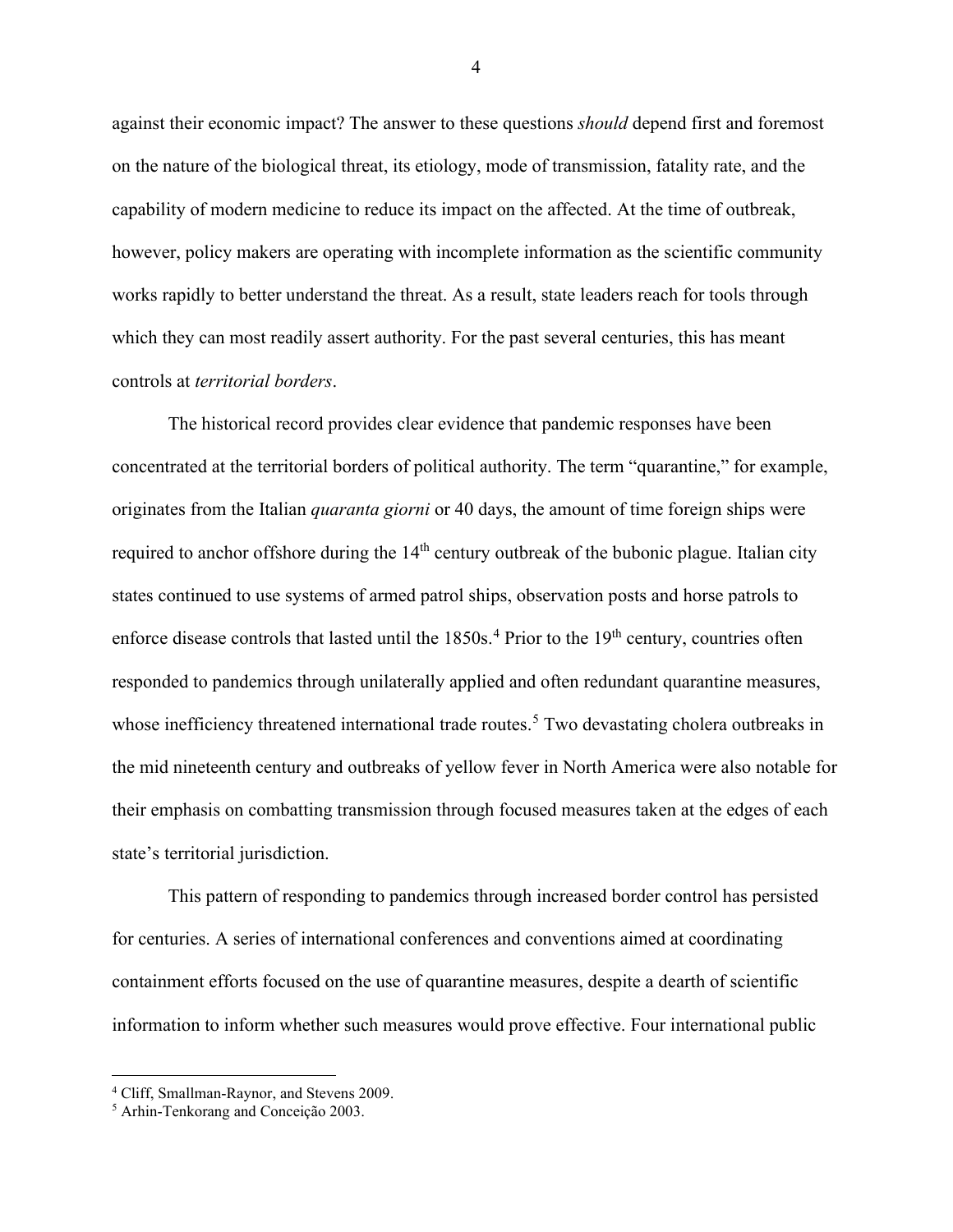against their economic impact? The answer to these questions *should* depend first and foremost on the nature of the biological threat, its etiology, mode of transmission, fatality rate, and the capability of modern medicine to reduce its impact on the affected. At the time of outbreak, however, policy makers are operating with incomplete information as the scientific community works rapidly to better understand the threat. As a result, state leaders reach for tools through which they can most readily assert authority. For the past several centuries, this has meant controls at *territorial borders*.

The historical record provides clear evidence that pandemic responses have been concentrated at the territorial borders of political authority. The term "quarantine," for example, originates from the Italian *quaranta giorni* or 40 days, the amount of time foreign ships were required to anchor offshore during the 14th century outbreak of the bubonic plague. Italian city states continued to use systems of armed patrol ships, observation posts and horse patrols to enforce disease controls that lasted until the 1850s.[4] Prior to the 19th century, countries often responded to pandemics through unilaterally applied and often redundant quarantine measures, whose inefficiency threatened international trade routes.[5] Two devastating cholera outbreaks in the mid nineteenth century and outbreaks of yellow fever in North America were also notable for their emphasis on combatting transmission through focused measures taken at the edges of each state's territorial jurisdiction.

This pattern of responding to pandemics through increased border control has persisted for centuries. A series of international conferences and conventions aimed at coordinating containment efforts focused on the use of quarantine measures, despite a dearth of scientific information to inform whether such measures would prove effective. Four international public

[4] Cliff, Smallman-Raynor, and Stevens 2009.

[5] Arhin-Tenkorang and Conceição 2003.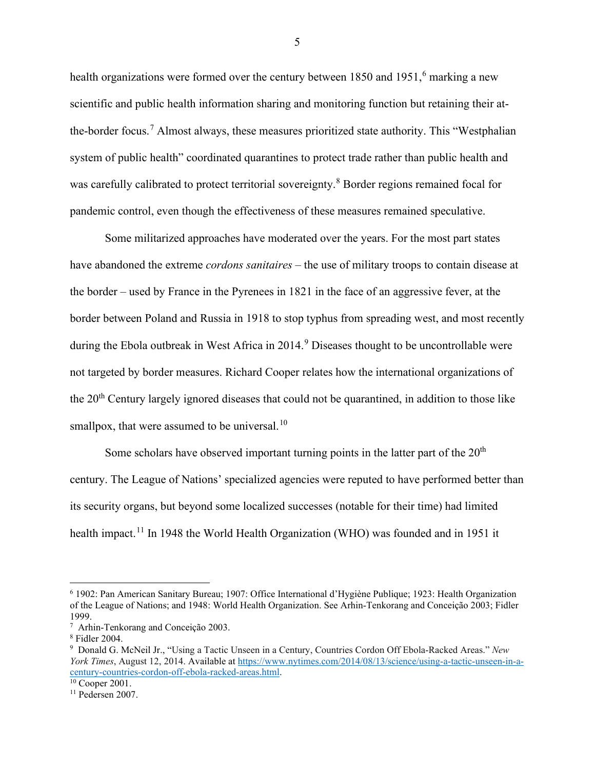health organizations were formed over the century between 1850 and 1951,[6] marking a new scientific and public health information sharing and monitoring function but retaining their at-the-border focus.[7] Almost always, these measures prioritized state authority. This "Westphalian system of public health" coordinated quarantines to protect trade rather than public health and was carefully calibrated to protect territorial sovereignty.[8] Border regions remained focal for pandemic control, even though the effectiveness of these measures remained speculative.

Some militarized approaches have moderated over the years. For the most part states have abandoned the extreme *cordons sanitaires* – the use of military troops to contain disease at the border – used by France in the Pyrenees in 1821 in the face of an aggressive fever, at the border between Poland and Russia in 1918 to stop typhus from spreading west, and most recently during the Ebola outbreak in West Africa in 2014.[9] Diseases thought to be uncontrollable were not targeted by border measures. Richard Cooper relates how the international organizations of the 20th Century largely ignored diseases that could not be quarantined, in addition to those like smallpox, that were assumed to be universal.[10]

Some scholars have observed important turning points in the latter part of the 20th century. The League of Nations' specialized agencies were reputed to have performed better than its security organs, but beyond some localized successes (notable for their time) had limited health impact.[11] In 1948 the World Health Organization (WHO) was founded and in 1951 it

---

[6] 1902: Pan American Sanitary Bureau; 1907: Office International d'Hygiène Publique; 1923: Health Organization of the League of Nations; and 1948: World Health Organization. See Arhin-Tenkorang and Conceição 2003; Fidler 1999.

[7] Arhin-Tenkorang and Conceição 2003.

[8] Fidler 2004.

[9] Donald G. McNeil Jr., "Using a Tactic Unseen in a Century, Countries Cordon Off Ebola-Racked Areas." *New York Times*, August 12, 2014. Available at https://www.nytimes.com/2014/08/13/science/using-a-tactic-unseen-in-a-century-countries-cordon-off-ebola-racked-areas.html.

[10] Cooper 2001.

[11] Pedersen 2007.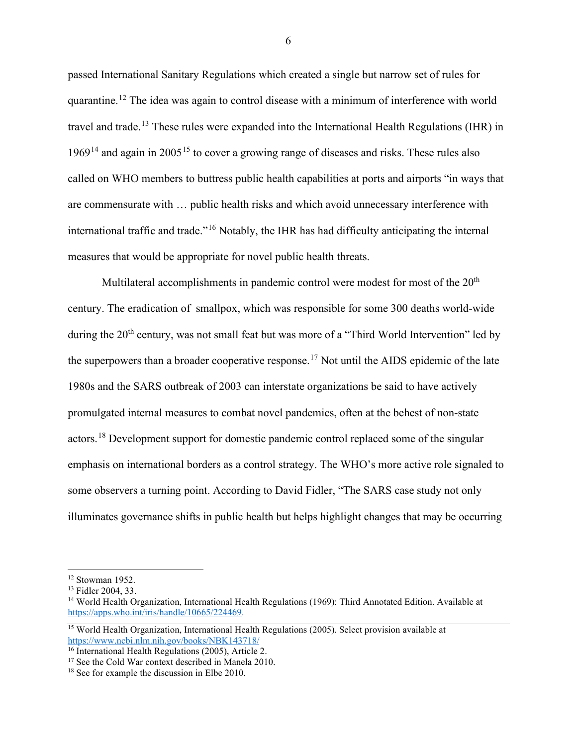passed International Sanitary Regulations which created a single but narrow set of rules for quarantine.[12] The idea was again to control disease with a minimum of interference with world travel and trade.[13] These rules were expanded into the International Health Regulations (IHR) in 1969[14] and again in 2005[15] to cover a growing range of diseases and risks. These rules also called on WHO members to buttress public health capabilities at ports and airports "in ways that are commensurate with … public health risks and which avoid unnecessary interference with international traffic and trade."[16] Notably, the IHR has had difficulty anticipating the internal measures that would be appropriate for novel public health threats.

Multilateral accomplishments in pandemic control were modest for most of the 20th century. The eradication of  smallpox, which was responsible for some 300 deaths world-wide during the 20th century, was not small feat but was more of a "Third World Intervention" led by the superpowers than a broader cooperative response.[17] Not until the AIDS epidemic of the late 1980s and the SARS outbreak of 2003 can interstate organizations be said to have actively promulgated internal measures to combat novel pandemics, often at the behest of non-state actors.[18] Development support for domestic pandemic control replaced some of the singular emphasis on international borders as a control strategy. The WHO's more active role signaled to some observers a turning point. According to David Fidler, "The SARS case study not only illuminates governance shifts in public health but helps highlight changes that may be occurring

---

[12] Stowman 1952.

[13] Fidler 2004, 33.

[14] World Health Organization, International Health Regulations (1969): Third Annotated Edition. Available at https://apps.who.int/iris/handle/10665/224469.

[15] World Health Organization, International Health Regulations (2005). Select provision available at https://www.ncbi.nlm.nih.gov/books/NBK143718/

[16] International Health Regulations (2005), Article 2.

[17] See the Cold War context described in Manela 2010.

[18] See for example the discussion in Elbe 2010.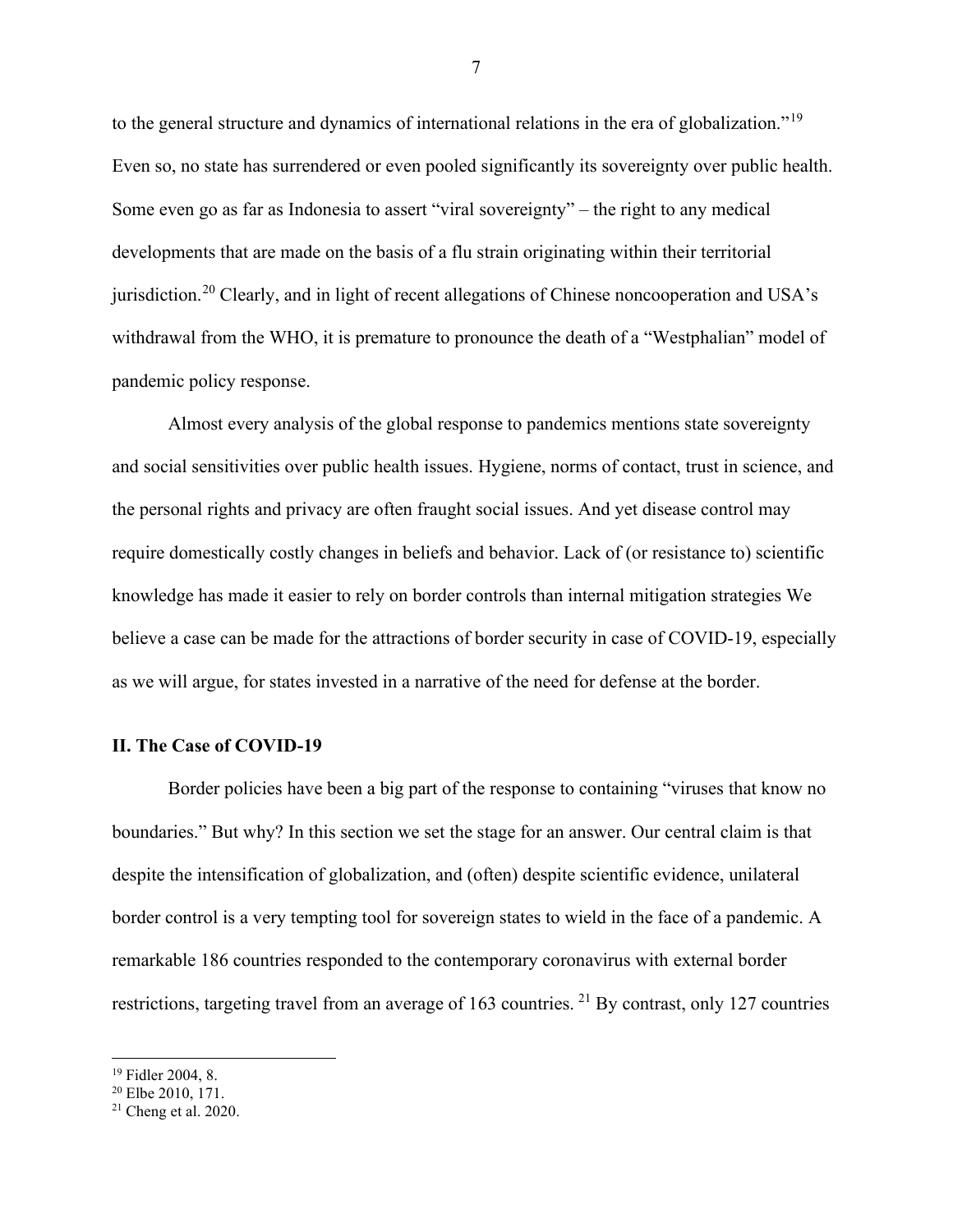to the general structure and dynamics of international relations in the era of globalization."[19] Even so, no state has surrendered or even pooled significantly its sovereignty over public health. Some even go as far as Indonesia to assert "viral sovereignty" – the right to any medical developments that are made on the basis of a flu strain originating within their territorial jurisdiction.[20] Clearly, and in light of recent allegations of Chinese noncooperation and USA's withdrawal from the WHO, it is premature to pronounce the death of a "Westphalian" model of pandemic policy response.

Almost every analysis of the global response to pandemics mentions state sovereignty and social sensitivities over public health issues. Hygiene, norms of contact, trust in science, and the personal rights and privacy are often fraught social issues. And yet disease control may require domestically costly changes in beliefs and behavior. Lack of (or resistance to) scientific knowledge has made it easier to rely on border controls than internal mitigation strategies We believe a case can be made for the attractions of border security in case of COVID-19, especially as we will argue, for states invested in a narrative of the need for defense at the border.

## II. The Case of COVID-19

Border policies have been a big part of the response to containing "viruses that know no boundaries." But why? In this section we set the stage for an answer. Our central claim is that despite the intensification of globalization, and (often) despite scientific evidence, unilateral border control is a very tempting tool for sovereign states to wield in the face of a pandemic. A remarkable 186 countries responded to the contemporary coronavirus with external border restrictions, targeting travel from an average of 163 countries. [21] By contrast, only 127 countries

[19] Fidler 2004, 8.

[20] Elbe 2010, 171.

[21] Cheng et al. 2020.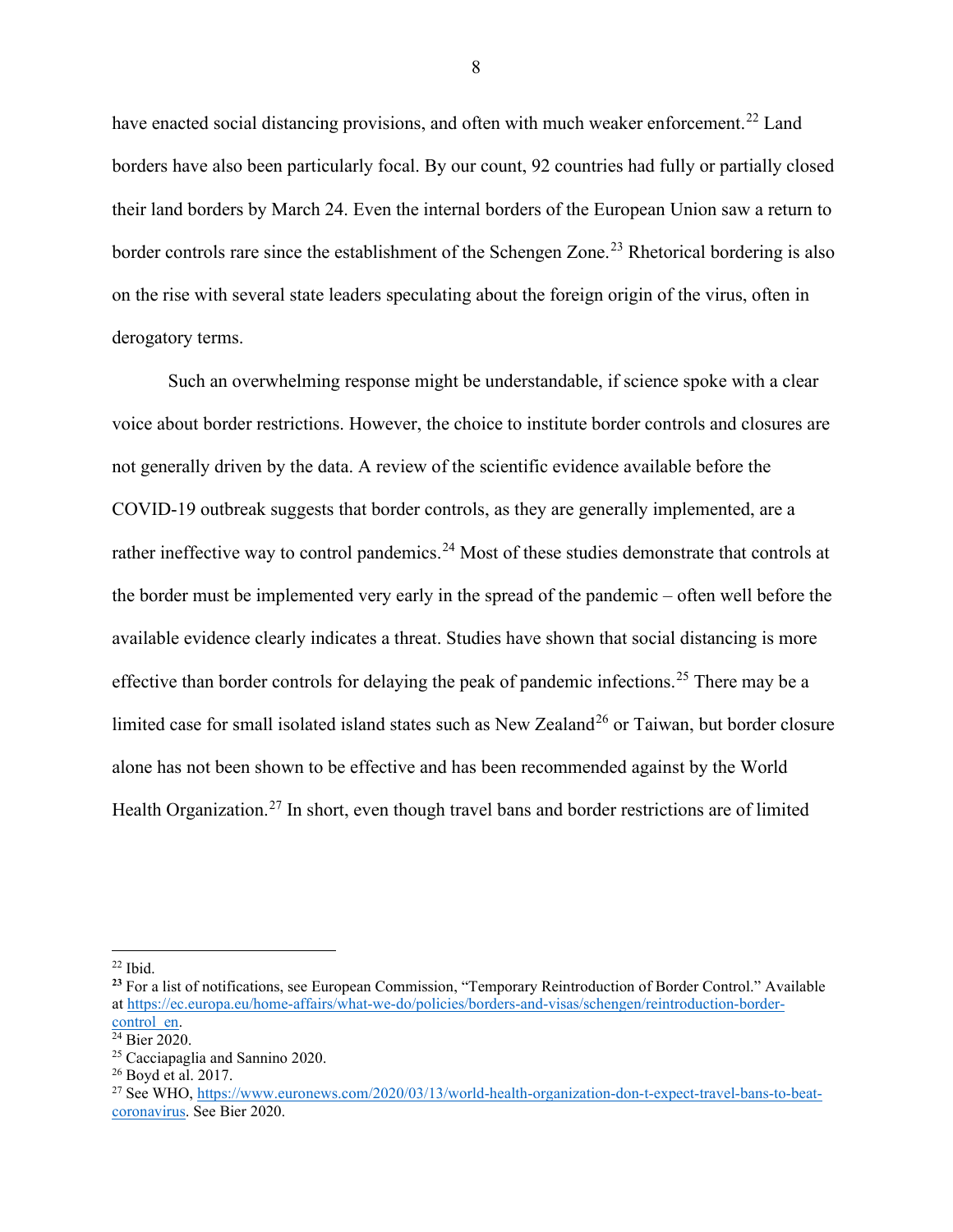have enacted social distancing provisions, and often with much weaker enforcement.[22] Land borders have also been particularly focal. By our count, 92 countries had fully or partially closed their land borders by March 24. Even the internal borders of the European Union saw a return to border controls rare since the establishment of the Schengen Zone.[23] Rhetorical bordering is also on the rise with several state leaders speculating about the foreign origin of the virus, often in derogatory terms.

Such an overwhelming response might be understandable, if science spoke with a clear voice about border restrictions. However, the choice to institute border controls and closures are not generally driven by the data. A review of the scientific evidence available before the COVID-19 outbreak suggests that border controls, as they are generally implemented, are a rather ineffective way to control pandemics.[24] Most of these studies demonstrate that controls at the border must be implemented very early in the spread of the pandemic – often well before the available evidence clearly indicates a threat. Studies have shown that social distancing is more effective than border controls for delaying the peak of pandemic infections.[25] There may be a limited case for small isolated island states such as New Zealand[26] or Taiwan, but border closure alone has not been shown to be effective and has been recommended against by the World Health Organization.[27] In short, even though travel bans and border restrictions are of limited

---

[22] Ibid.

**[23]** For a list of notifications, see European Commission, "Temporary Reintroduction of Border Control." Available at https://ec.europa.eu/home-affairs/what-we-do/policies/borders-and-visas/schengen/reintroduction-border-control_en.

[24] Bier 2020.

[25] Cacciapaglia and Sannino 2020.

[26] Boyd et al. 2017.

[27] See WHO, https://www.euronews.com/2020/03/13/world-health-organization-don-t-expect-travel-bans-to-beat-coronavirus. See Bier 2020.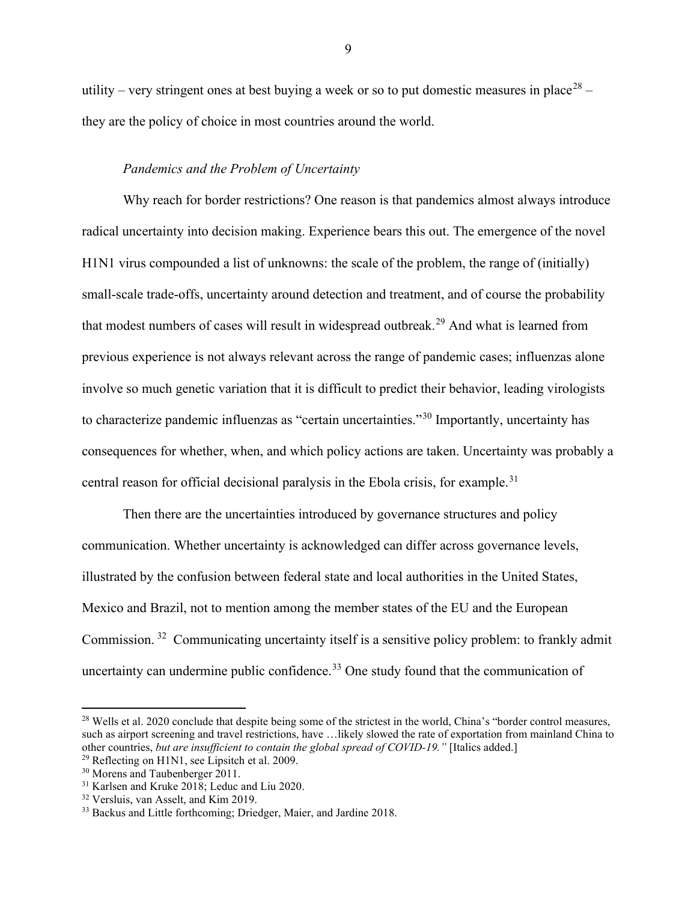utility – very stringent ones at best buying a week or so to put domestic measures in place[28] – they are the policy of choice in most countries around the world.

### *Pandemics and the Problem of Uncertainty*

Why reach for border restrictions? One reason is that pandemics almost always introduce radical uncertainty into decision making. Experience bears this out. The emergence of the novel H1N1 virus compounded a list of unknowns: the scale of the problem, the range of (initially) small-scale trade-offs, uncertainty around detection and treatment, and of course the probability that modest numbers of cases will result in widespread outbreak.[29] And what is learned from previous experience is not always relevant across the range of pandemic cases; influenzas alone involve so much genetic variation that it is difficult to predict their behavior, leading virologists to characterize pandemic influenzas as "certain uncertainties."[30] Importantly, uncertainty has consequences for whether, when, and which policy actions are taken. Uncertainty was probably a central reason for official decisional paralysis in the Ebola crisis, for example.[31]

Then there are the uncertainties introduced by governance structures and policy communication. Whether uncertainty is acknowledged can differ across governance levels, illustrated by the confusion between federal state and local authorities in the United States, Mexico and Brazil, not to mention among the member states of the EU and the European Commission. [32] Communicating uncertainty itself is a sensitive policy problem: to frankly admit uncertainty can undermine public confidence.[33] One study found that the communication of

---

[28] Wells et al. 2020 conclude that despite being some of the strictest in the world, China's "border control measures, such as airport screening and travel restrictions, have …likely slowed the rate of exportation from mainland China to other countries, *but are insufficient to contain the global spread of COVID-19."* [Italics added.]

[29] Reflecting on H1N1, see Lipsitch et al. 2009.

[30] Morens and Taubenberger 2011.

[31] Karlsen and Kruke 2018; Leduc and Liu 2020.

[32] Versluis, van Asselt, and Kim 2019.

[33] Backus and Little forthcoming; Driedger, Maier, and Jardine 2018.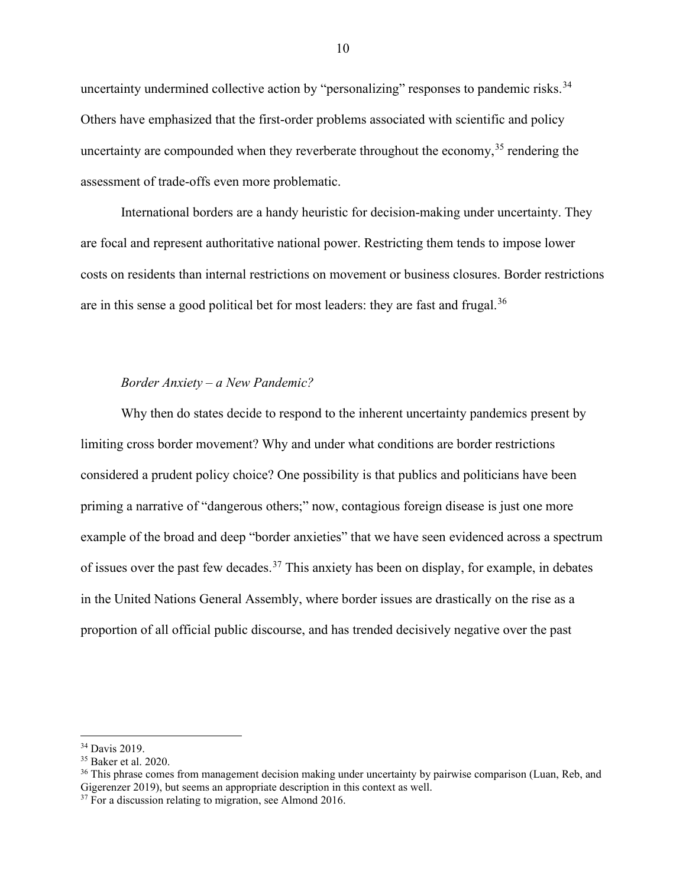uncertainty undermined collective action by "personalizing" responses to pandemic risks.[34] Others have emphasized that the first-order problems associated with scientific and policy uncertainty are compounded when they reverberate throughout the economy,[35] rendering the assessment of trade-offs even more problematic.

International borders are a handy heuristic for decision-making under uncertainty. They are focal and represent authoritative national power. Restricting them tends to impose lower costs on residents than internal restrictions on movement or business closures. Border restrictions are in this sense a good political bet for most leaders: they are fast and frugal.[36]

*Border Anxiety – a New Pandemic?*

Why then do states decide to respond to the inherent uncertainty pandemics present by limiting cross border movement? Why and under what conditions are border restrictions considered a prudent policy choice? One possibility is that publics and politicians have been priming a narrative of "dangerous others;" now, contagious foreign disease is just one more example of the broad and deep "border anxieties" that we have seen evidenced across a spectrum of issues over the past few decades.[37] This anxiety has been on display, for example, in debates in the United Nations General Assembly, where border issues are drastically on the rise as a proportion of all official public discourse, and has trended decisively negative over the past

---

[34] Davis 2019.

[35] Baker et al. 2020.

[36] This phrase comes from management decision making under uncertainty by pairwise comparison (Luan, Reb, and Gigerenzer 2019), but seems an appropriate description in this context as well.

[37] For a discussion relating to migration, see Almond 2016.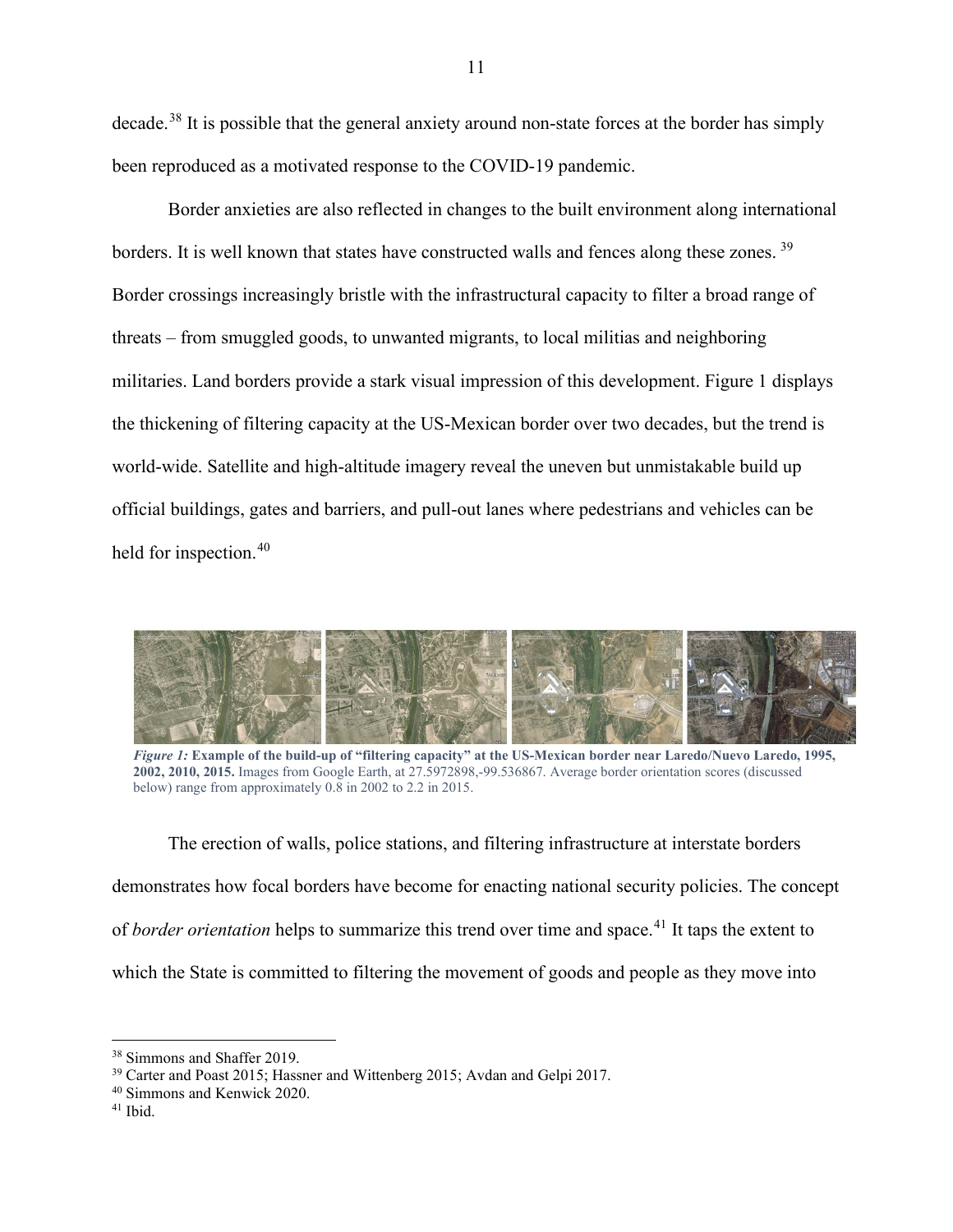decade.[38] It is possible that the general anxiety around non-state forces at the border has simply been reproduced as a motivated response to the COVID-19 pandemic.

Border anxieties are also reflected in changes to the built environment along international borders. It is well known that states have constructed walls and fences along these zones.[39] Border crossings increasingly bristle with the infrastructural capacity to filter a broad range of threats – from smuggled goods, to unwanted migrants, to local militias and neighboring militaries. Land borders provide a stark visual impression of this development. Figure 1 displays the thickening of filtering capacity at the US-Mexican border over two decades, but the trend is world-wide. Satellite and high-altitude imagery reveal the uneven but unmistakable build up official buildings, gates and barriers, and pull-out lanes where pedestrians and vehicles can be held for inspection.[40]

*Figure 1:* **Example of the build-up of "filtering capacity" at the US-Mexican border near Laredo/Nuevo Laredo, 1995, 2002, 2010, 2015.** Images from Google Earth, at 27.5972898,-99.536867. Average border orientation scores (discussed below) range from approximately 0.8 in 2002 to 2.2 in 2015.

The erection of walls, police stations, and filtering infrastructure at interstate borders demonstrates how focal borders have become for enacting national security policies. The concept of *border orientation* helps to summarize this trend over time and space.[41] It taps the extent to which the State is committed to filtering the movement of goods and people as they move into

---

[38] Simmons and Shaffer 2019.

[39] Carter and Poast 2015; Hassner and Wittenberg 2015; Avdan and Gelpi 2017.

[40] Simmons and Kenwick 2020.

[41] Ibid.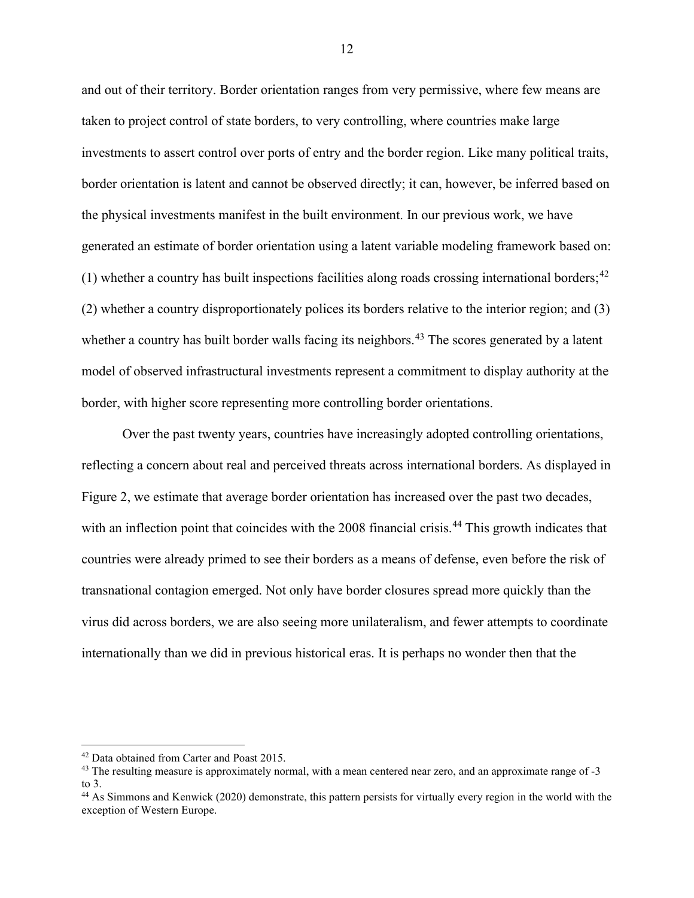and out of their territory. Border orientation ranges from very permissive, where few means are taken to project control of state borders, to very controlling, where countries make large investments to assert control over ports of entry and the border region. Like many political traits, border orientation is latent and cannot be observed directly; it can, however, be inferred based on the physical investments manifest in the built environment. In our previous work, we have generated an estimate of border orientation using a latent variable modeling framework based on: (1) whether a country has built inspections facilities along roads crossing international borders;[42] (2) whether a country disproportionately polices its borders relative to the interior region; and (3) whether a country has built border walls facing its neighbors.[43] The scores generated by a latent model of observed infrastructural investments represent a commitment to display authority at the border, with higher score representing more controlling border orientations.

Over the past twenty years, countries have increasingly adopted controlling orientations, reflecting a concern about real and perceived threats across international borders. As displayed in Figure 2, we estimate that average border orientation has increased over the past two decades, with an inflection point that coincides with the 2008 financial crisis.[44] This growth indicates that countries were already primed to see their borders as a means of defense, even before the risk of transnational contagion emerged. Not only have border closures spread more quickly than the virus did across borders, we are also seeing more unilateralism, and fewer attempts to coordinate internationally than we did in previous historical eras. It is perhaps no wonder then that the

---

[42] Data obtained from Carter and Poast 2015.

[43] The resulting measure is approximately normal, with a mean centered near zero, and an approximate range of -3 to 3.

[44] As Simmons and Kenwick (2020) demonstrate, this pattern persists for virtually every region in the world with the exception of Western Europe.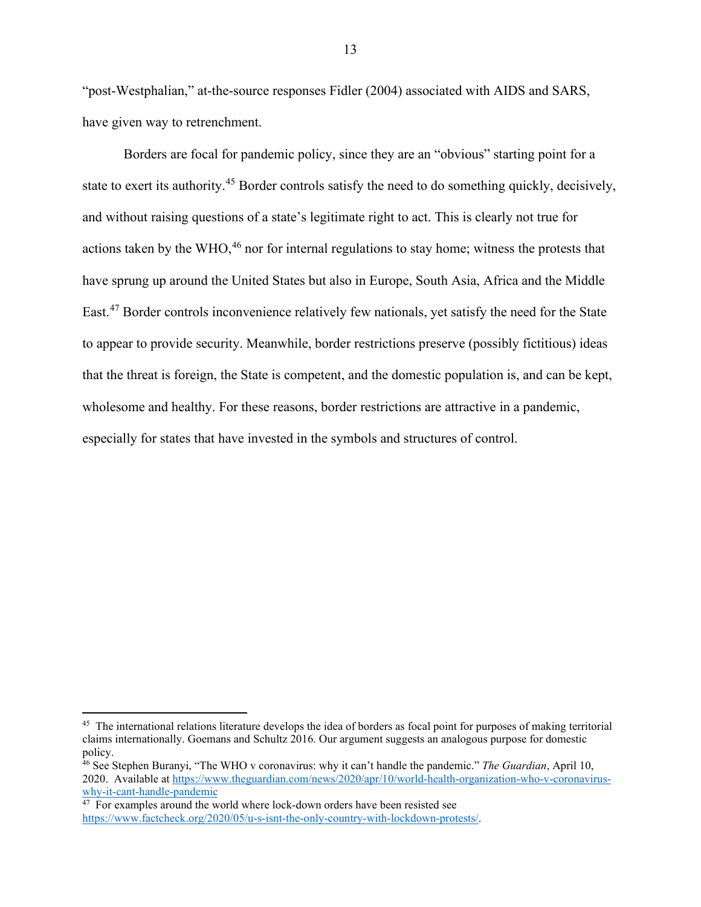"post-Westphalian," at-the-source responses Fidler (2004) associated with AIDS and SARS, have given way to retrenchment.

Borders are focal for pandemic policy, since they are an "obvious" starting point for a state to exert its authority.[45] Border controls satisfy the need to do something quickly, decisively, and without raising questions of a state's legitimate right to act. This is clearly not true for actions taken by the WHO,[46] nor for internal regulations to stay home; witness the protests that have sprung up around the United States but also in Europe, South Asia, Africa and the Middle East.[47] Border controls inconvenience relatively few nationals, yet satisfy the need for the State to appear to provide security. Meanwhile, border restrictions preserve (possibly fictitious) ideas that the threat is foreign, the State is competent, and the domestic population is, and can be kept, wholesome and healthy. For these reasons, border restrictions are attractive in a pandemic, especially for states that have invested in the symbols and structures of control.

---

[45] The international relations literature develops the idea of borders as focal point for purposes of making territorial claims internationally. Goemans and Schultz 2016. Our argument suggests an analogous purpose for domestic policy.

[46] See Stephen Buranyi, "The WHO v coronavirus: why it can't handle the pandemic." *The Guardian*, April 10, 2020. Available at https://www.theguardian.com/news/2020/apr/10/world-health-organization-who-v-coronavirus-why-it-cant-handle-pandemic

[47] For examples around the world where lock-down orders have been resisted see https://www.factcheck.org/2020/05/u-s-isnt-the-only-country-with-lockdown-protests/.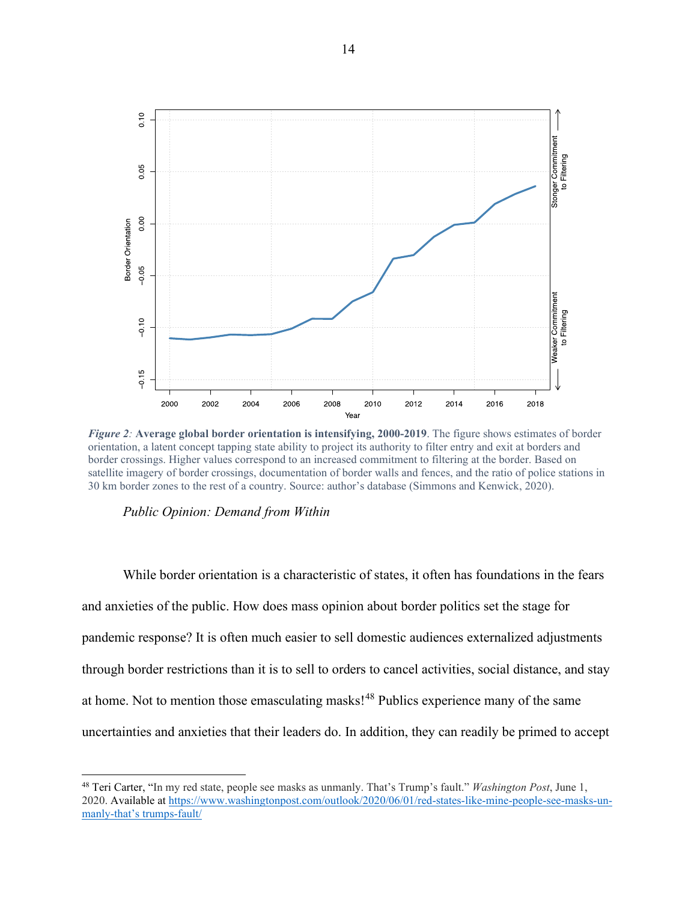*Figure 2: **Average global border orientation is intensifying, 2000-2019***. The figure shows estimates of border orientation, a latent concept tapping state ability to project its authority to filter entry and exit at borders and border crossings. Higher values correspond to an increased commitment to filtering at the border. Based on satellite imagery of border crossings, documentation of border walls and fences, and the ratio of police stations in 30 km border zones to the rest of a country. Source: author's database (Simmons and Kenwick, 2020).

*Public Opinion: Demand from Within*

While border orientation is a characteristic of states, it often has foundations in the fears and anxieties of the public. How does mass opinion about border politics set the stage for pandemic response? It is often much easier to sell domestic audiences externalized adjustments through border restrictions than it is to sell to orders to cancel activities, social distance, and stay at home. Not to mention those emasculating masks![48] Publics experience many of the same uncertainties and anxieties that their leaders do. In addition, they can readily be primed to accept

[48] Teri Carter, "In my red state, people see masks as unmanly. That's Trump's fault." *Washington Post*, June 1, 2020. Available at https://www.washingtonpost.com/outlook/2020/06/01/red-states-like-mine-people-see-masks-un-manly-that's trumps-fault/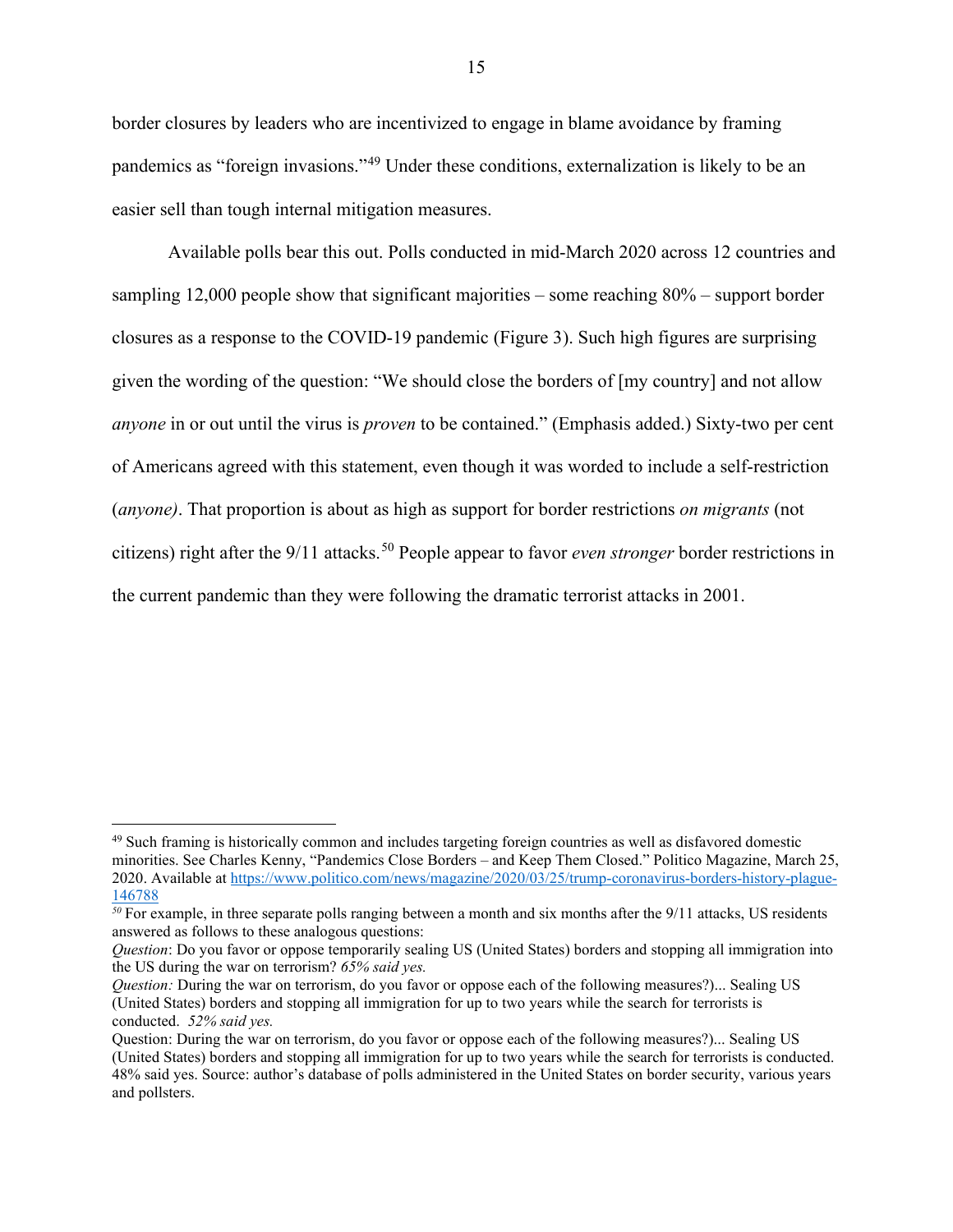border closures by leaders who are incentivized to engage in blame avoidance by framing pandemics as "foreign invasions."[49] Under these conditions, externalization is likely to be an easier sell than tough internal mitigation measures.

Available polls bear this out. Polls conducted in mid-March 2020 across 12 countries and sampling 12,000 people show that significant majorities – some reaching 80% – support border closures as a response to the COVID-19 pandemic (Figure 3). Such high figures are surprising given the wording of the question: "We should close the borders of [my country] and not allow *anyone* in or out until the virus is *proven* to be contained." (Emphasis added.) Sixty-two per cent of Americans agreed with this statement, even though it was worded to include a self-restriction (*anyone)*. That proportion is about as high as support for border restrictions *on migrants* (not citizens) right after the 9/11 attacks.[50] People appear to favor *even stronger* border restrictions in the current pandemic than they were following the dramatic terrorist attacks in 2001.

---

[49] Such framing is historically common and includes targeting foreign countries as well as disfavored domestic minorities. See Charles Kenny, "Pandemics Close Borders – and Keep Them Closed." Politico Magazine, March 25, 2020. Available at https://www.politico.com/news/magazine/2020/03/25/trump-coronavirus-borders-history-plague-146788

[50] For example, in three separate polls ranging between a month and six months after the 9/11 attacks, US residents answered as follows to these analogous questions:

*Question*: Do you favor or oppose temporarily sealing US (United States) borders and stopping all immigration into the US during the war on terrorism? *65% said yes.*

*Question:* During the war on terrorism, do you favor or oppose each of the following measures?)... Sealing US (United States) borders and stopping all immigration for up to two years while the search for terrorists is conducted. *52% said yes.*

Question: During the war on terrorism, do you favor or oppose each of the following measures?)... Sealing US (United States) borders and stopping all immigration for up to two years while the search for terrorists is conducted. 48% said yes. Source: author's database of polls administered in the United States on border security, various years and pollsters.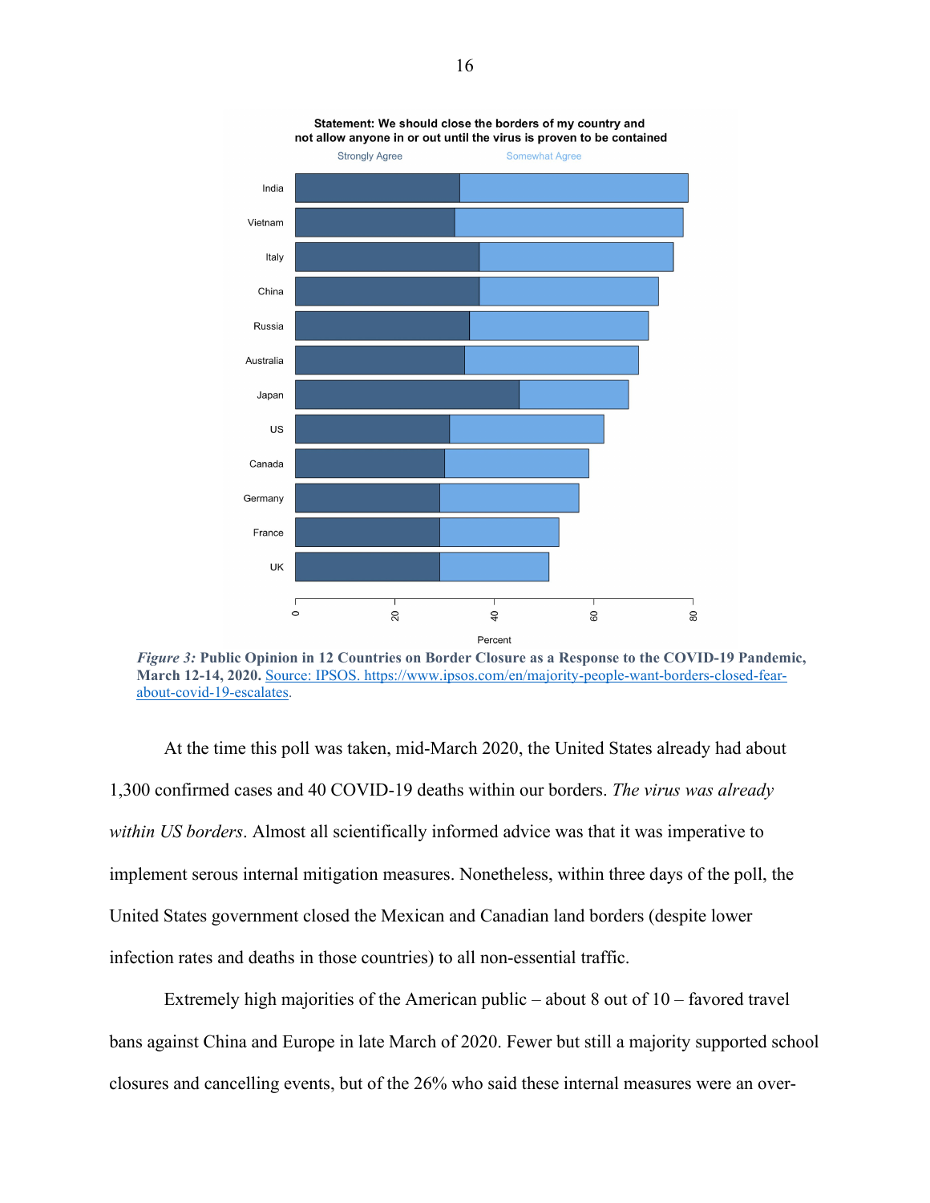*Figure 3:* **Public Opinion in 12 Countries on Border Closure as a Response to the COVID-19 Pandemic, March 12-14, 2020.** Source: IPSOS. https://www.ipsos.com/en/majority-people-want-borders-closed-fear-about-covid-19-escalates.

At the time this poll was taken, mid-March 2020, the United States already had about 1,300 confirmed cases and 40 COVID-19 deaths within our borders. *The virus was already within US borders*. Almost all scientifically informed advice was that it was imperative to implement serous internal mitigation measures. Nonetheless, within three days of the poll, the United States government closed the Mexican and Canadian land borders (despite lower infection rates and deaths in those countries) to all non-essential traffic.

Extremely high majorities of the American public – about 8 out of 10 – favored travel bans against China and Europe in late March of 2020. Fewer but still a majority supported school closures and cancelling events, but of the 26% who said these internal measures were an over-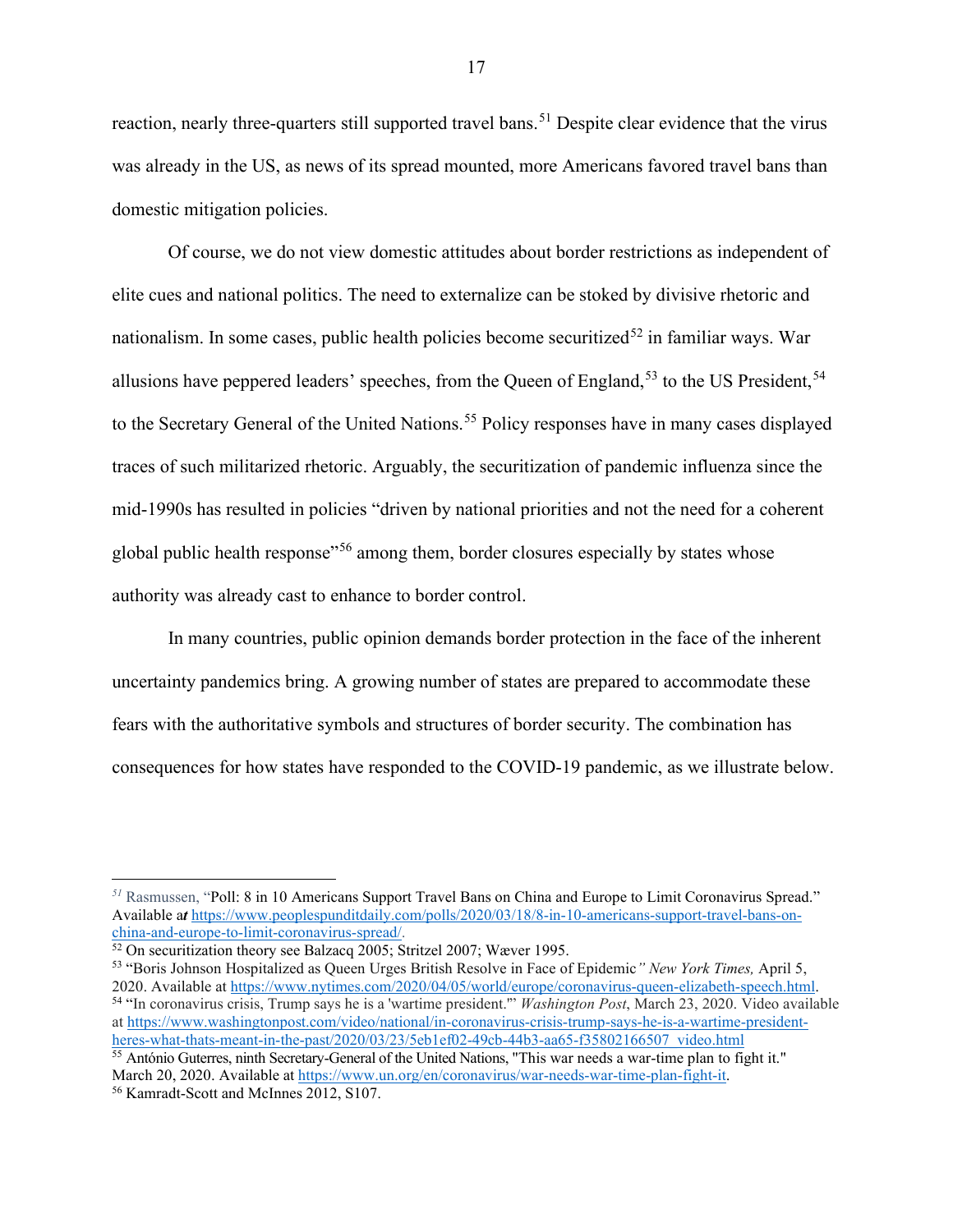reaction, nearly three-quarters still supported travel bans.[51] Despite clear evidence that the virus was already in the US, as news of its spread mounted, more Americans favored travel bans than domestic mitigation policies.

Of course, we do not view domestic attitudes about border restrictions as independent of elite cues and national politics. The need to externalize can be stoked by divisive rhetoric and nationalism. In some cases, public health policies become securitized[52] in familiar ways. War allusions have peppered leaders' speeches, from the Queen of England,[53] to the US President,[54] to the Secretary General of the United Nations.[55] Policy responses have in many cases displayed traces of such militarized rhetoric. Arguably, the securitization of pandemic influenza since the mid-1990s has resulted in policies "driven by national priorities and not the need for a coherent global public health response"[56] among them, border closures especially by states whose authority was already cast to enhance to border control.

In many countries, public opinion demands border protection in the face of the inherent uncertainty pandemics bring. A growing number of states are prepared to accommodate these fears with the authoritative symbols and structures of border security. The combination has consequences for how states have responded to the COVID-19 pandemic, as we illustrate below.

---

[51] Rasmussen, "Poll: 8 in 10 Americans Support Travel Bans on China and Europe to Limit Coronavirus Spread." Available at https://www.peoplespunditdaily.com/polls/2020/03/18/8-in-10-americans-support-travel-bans-on-china-and-europe-to-limit-coronavirus-spread/.

[52] On securitization theory see Balzacq 2005; Stritzel 2007; Wæver 1995.

[53] "Boris Johnson Hospitalized as Queen Urges British Resolve in Face of Epidemic" *New York Times,* April 5, 2020. Available at https://www.nytimes.com/2020/04/05/world/europe/coronavirus-queen-elizabeth-speech.html.

[54] "In coronavirus crisis, Trump says he is a 'wartime president.'" *Washington Post*, March 23, 2020. Video available at https://www.washingtonpost.com/video/national/in-coronavirus-crisis-trump-says-he-is-a-wartime-president-heres-what-thats-meant-in-the-past/2020/03/23/5eb1ef02-49cb-44b3-aa65-f35802166507_video.html

[55] António Guterres, ninth Secretary-General of the United Nations, "This war needs a war-time plan to fight it." March 20, 2020. Available at https://www.un.org/en/coronavirus/war-needs-war-time-plan-fight-it.

[56] Kamradt-Scott and McInnes 2012, S107.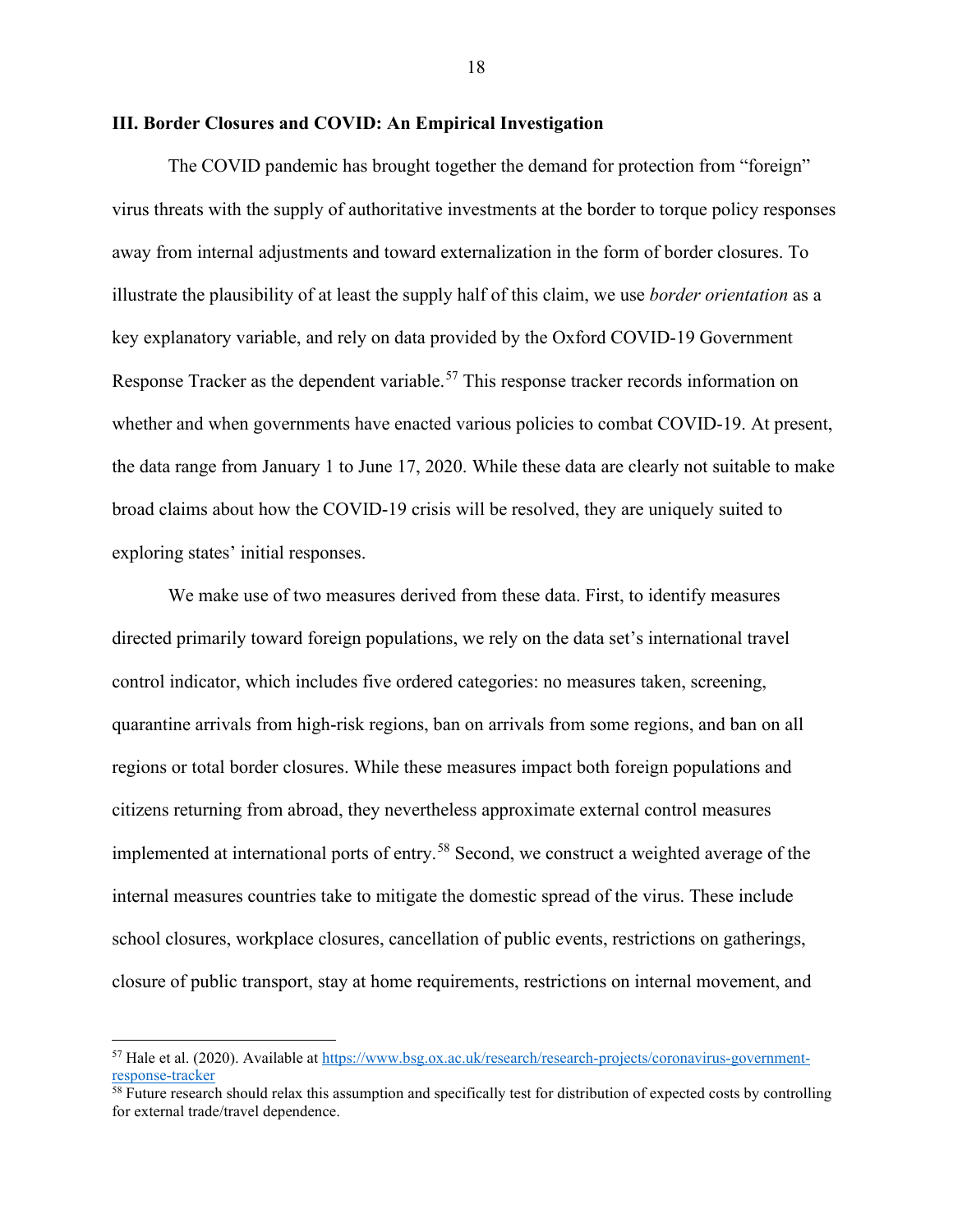### III. Border Closures and COVID: An Empirical Investigation

The COVID pandemic has brought together the demand for protection from "foreign" virus threats with the supply of authoritative investments at the border to torque policy responses away from internal adjustments and toward externalization in the form of border closures. To illustrate the plausibility of at least the supply half of this claim, we use *border orientation* as a key explanatory variable, and rely on data provided by the Oxford COVID-19 Government Response Tracker as the dependent variable.[57] This response tracker records information on whether and when governments have enacted various policies to combat COVID-19. At present, the data range from January 1 to June 17, 2020. While these data are clearly not suitable to make broad claims about how the COVID-19 crisis will be resolved, they are uniquely suited to exploring states' initial responses.

We make use of two measures derived from these data. First, to identify measures directed primarily toward foreign populations, we rely on the data set's international travel control indicator, which includes five ordered categories: no measures taken, screening, quarantine arrivals from high-risk regions, ban on arrivals from some regions, and ban on all regions or total border closures. While these measures impact both foreign populations and citizens returning from abroad, they nevertheless approximate external control measures implemented at international ports of entry.[58] Second, we construct a weighted average of the internal measures countries take to mitigate the domestic spread of the virus. These include school closures, workplace closures, cancellation of public events, restrictions on gatherings, closure of public transport, stay at home requirements, restrictions on internal movement, and

---

[57] Hale et al. (2020). Available at https://www.bsg.ox.ac.uk/research/research-projects/coronavirus-government-response-tracker

[58] Future research should relax this assumption and specifically test for distribution of expected costs by controlling for external trade/travel dependence.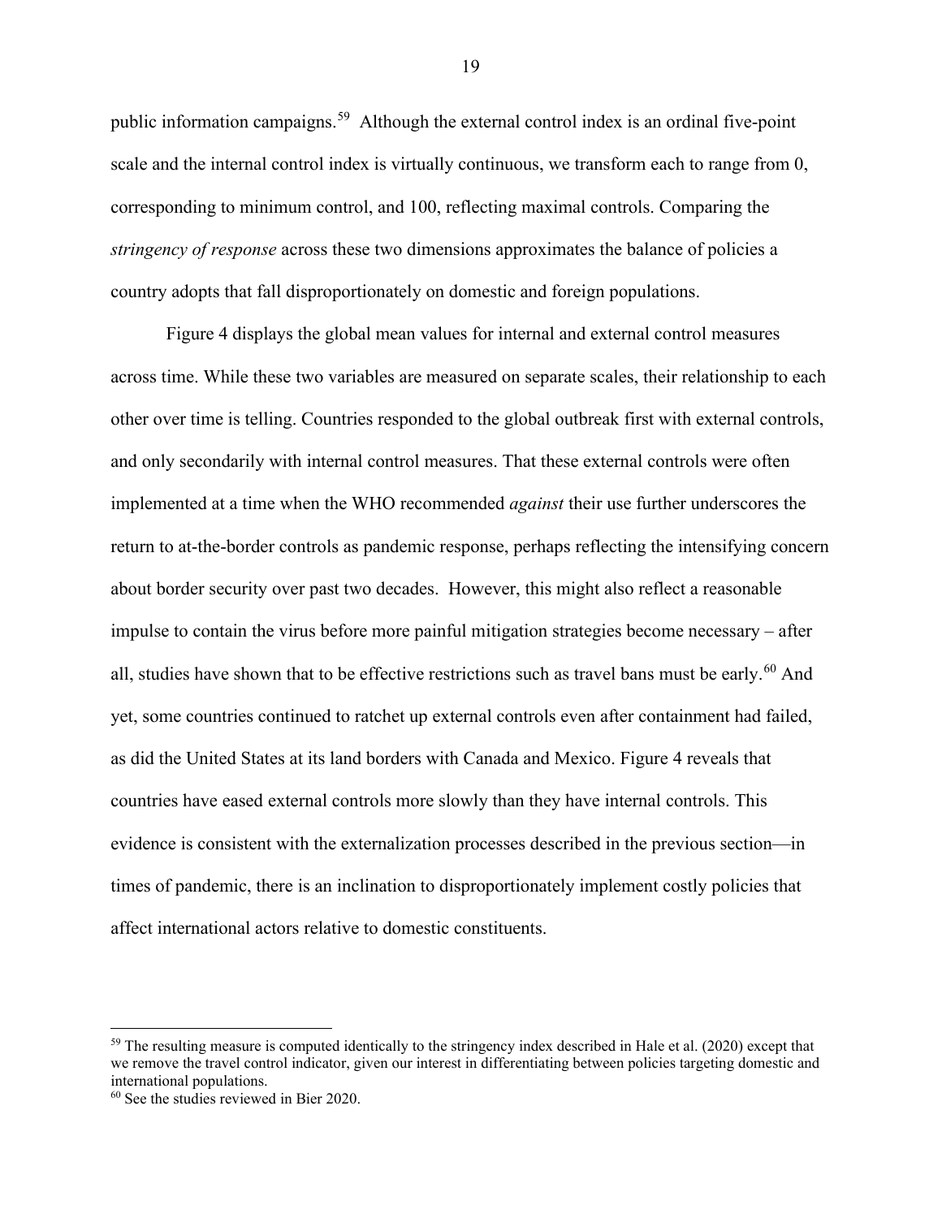public information campaigns.[59] Although the external control index is an ordinal five-point scale and the internal control index is virtually continuous, we transform each to range from 0, corresponding to minimum control, and 100, reflecting maximal controls. Comparing the *stringency of response* across these two dimensions approximates the balance of policies a country adopts that fall disproportionately on domestic and foreign populations.

Figure 4 displays the global mean values for internal and external control measures across time. While these two variables are measured on separate scales, their relationship to each other over time is telling. Countries responded to the global outbreak first with external controls, and only secondarily with internal control measures. That these external controls were often implemented at a time when the WHO recommended *against* their use further underscores the return to at-the-border controls as pandemic response, perhaps reflecting the intensifying concern about border security over past two decades. However, this might also reflect a reasonable impulse to contain the virus before more painful mitigation strategies become necessary – after all, studies have shown that to be effective restrictions such as travel bans must be early.[60] And yet, some countries continued to ratchet up external controls even after containment had failed, as did the United States at its land borders with Canada and Mexico. Figure 4 reveals that countries have eased external controls more slowly than they have internal controls. This evidence is consistent with the externalization processes described in the previous section—in times of pandemic, there is an inclination to disproportionately implement costly policies that affect international actors relative to domestic constituents.

---

[59] The resulting measure is computed identically to the stringency index described in Hale et al. (2020) except that we remove the travel control indicator, given our interest in differentiating between policies targeting domestic and international populations.

[60] See the studies reviewed in Bier 2020.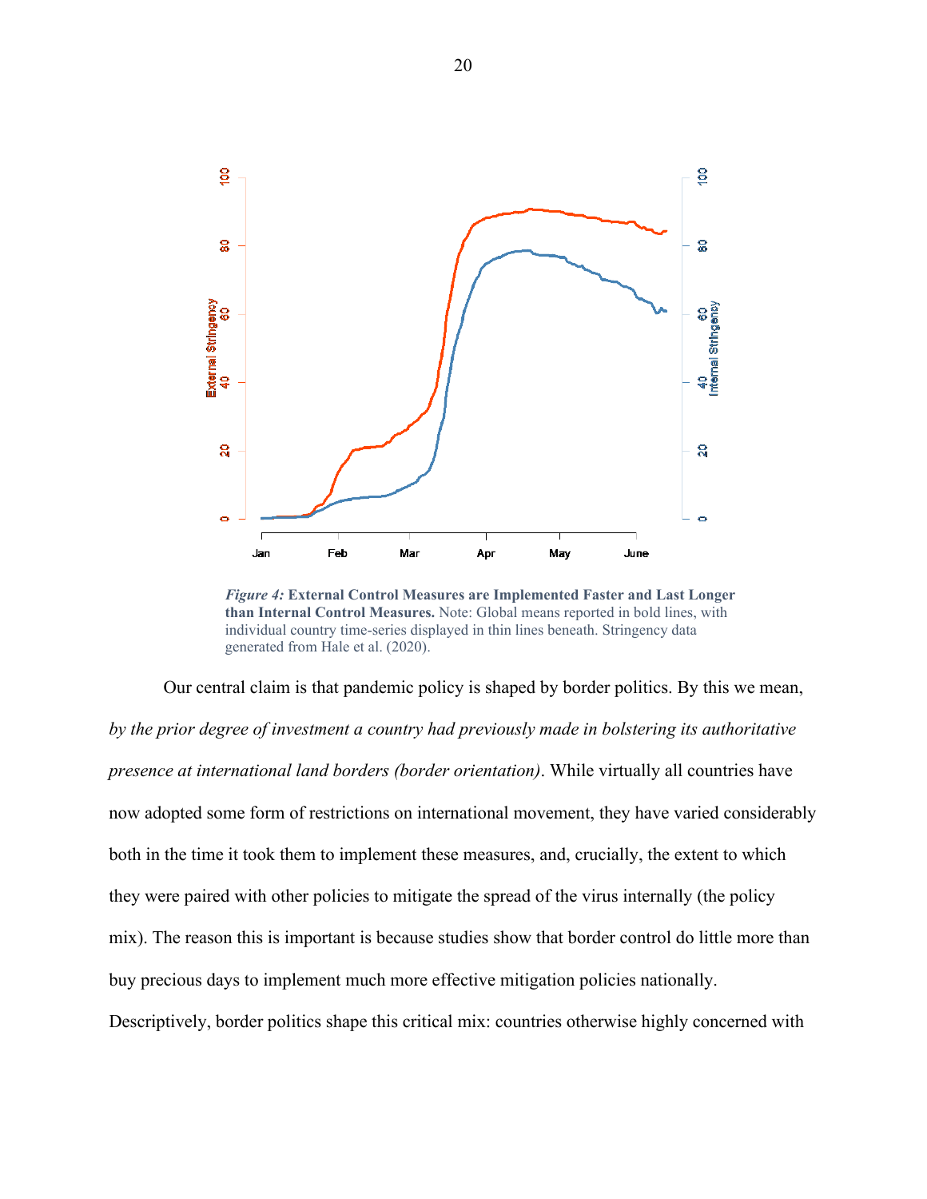*Figure 4:* **External Control Measures are Implemented Faster and Last Longer than Internal Control Measures.** Note: Global means reported in bold lines, with individual country time-series displayed in thin lines beneath. Stringency data generated from Hale et al. (2020).

Our central claim is that pandemic policy is shaped by border politics. By this we mean, *by the prior degree of investment a country had previously made in bolstering its authoritative presence at international land borders (border orientation)*. While virtually all countries have now adopted some form of restrictions on international movement, they have varied considerably both in the time it took them to implement these measures, and, crucially, the extent to which they were paired with other policies to mitigate the spread of the virus internally (the policy mix). The reason this is important is because studies show that border control do little more than buy precious days to implement much more effective mitigation policies nationally. Descriptively, border politics shape this critical mix: countries otherwise highly concerned with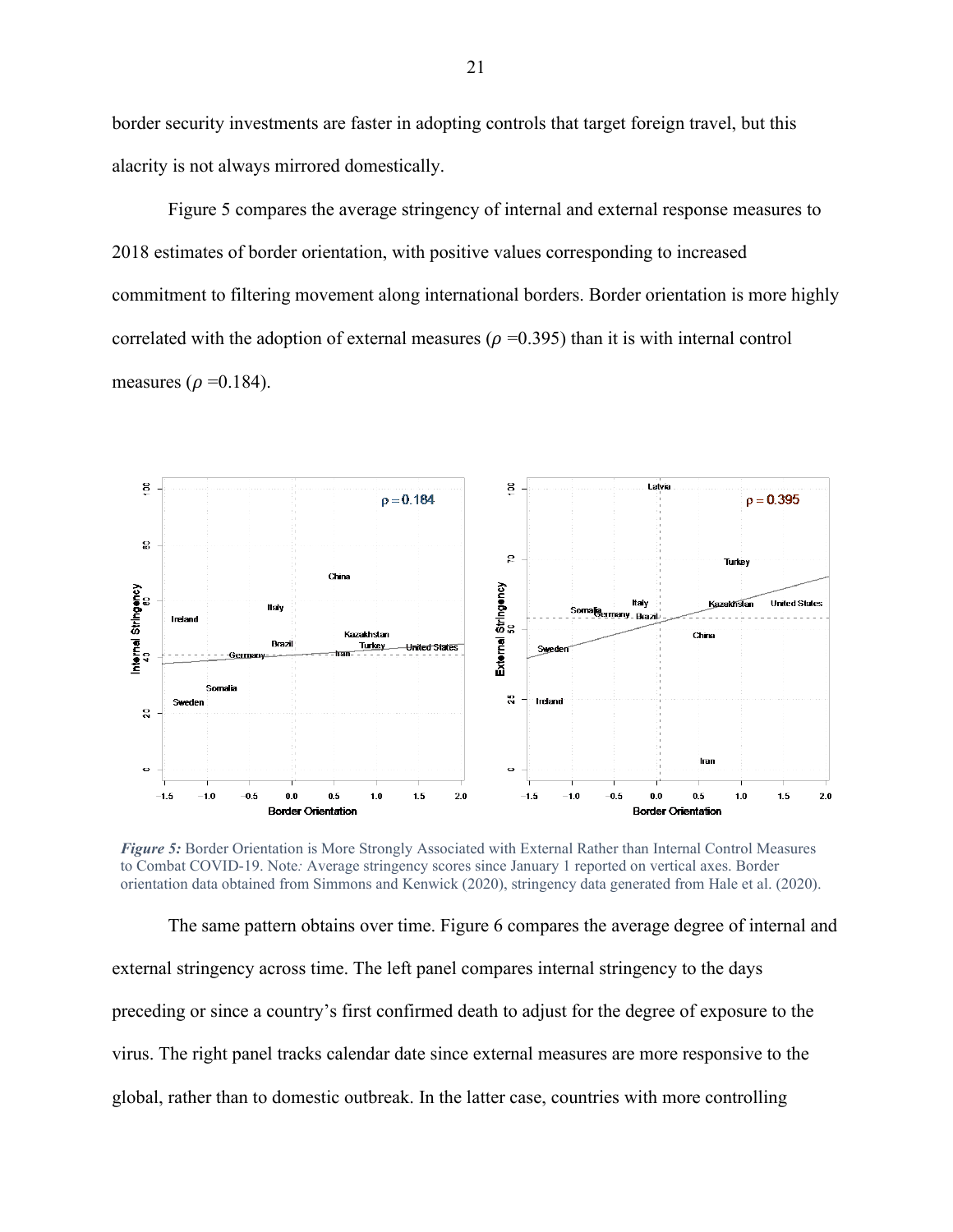border security investments are faster in adopting controls that target foreign travel, but this alacrity is not always mirrored domestically.

Figure 5 compares the average stringency of internal and external response measures to 2018 estimates of border orientation, with positive values corresponding to increased commitment to filtering movement along international borders. Border orientation is more highly correlated with the adoption of external measures ($\rho$ =0.395) than it is with internal control measures ($\rho$ =0.184).

***Figure 5:*** Border Orientation is More Strongly Associated with External Rather than Internal Control Measures to Combat COVID-19. Note*:* Average stringency scores since January 1 reported on vertical axes. Border orientation data obtained from Simmons and Kenwick (2020), stringency data generated from Hale et al. (2020).

The same pattern obtains over time. Figure 6 compares the average degree of internal and external stringency across time. The left panel compares internal stringency to the days preceding or since a country's first confirmed death to adjust for the degree of exposure to the virus. The right panel tracks calendar date since external measures are more responsive to the global, rather than to domestic outbreak. In the latter case, countries with more controlling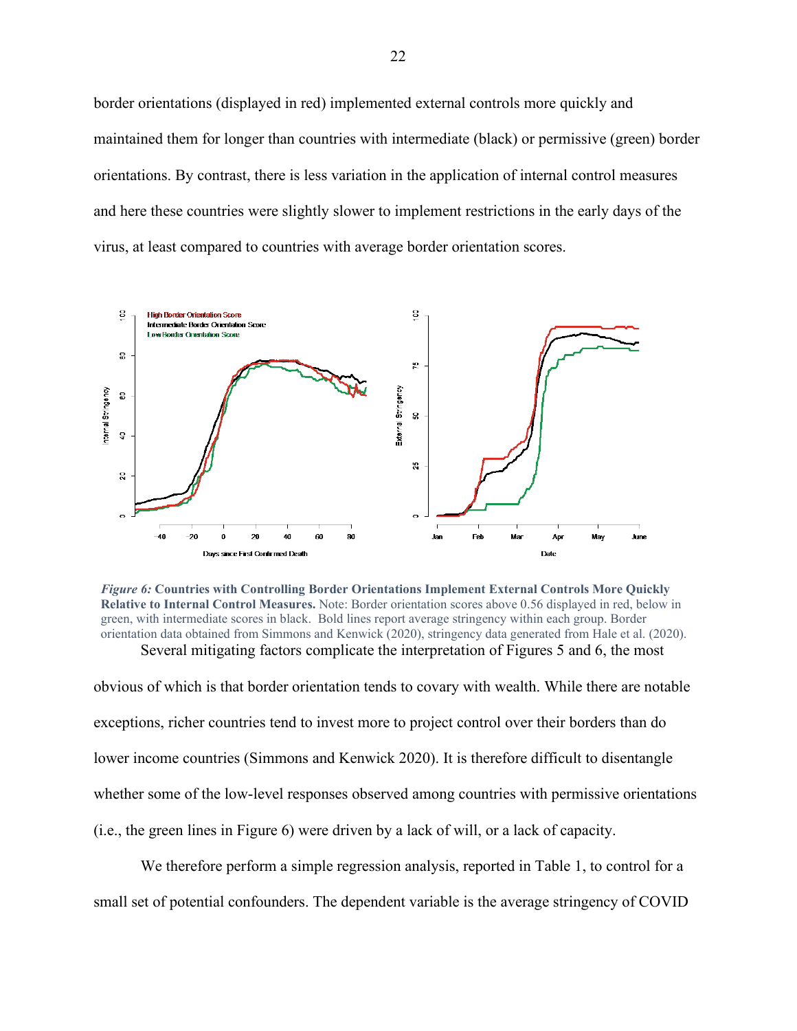border orientations (displayed in red) implemented external controls more quickly and maintained them for longer than countries with intermediate (black) or permissive (green) border orientations. By contrast, there is less variation in the application of internal control measures and here these countries were slightly slower to implement restrictions in the early days of the virus, at least compared to countries with average border orientation scores.

*Figure 6:* **Countries with Controlling Border Orientations Implement External Controls More Quickly Relative to Internal Control Measures.** Note: Border orientation scores above 0.56 displayed in red, below in green, with intermediate scores in black. Bold lines report average stringency within each group. Border orientation data obtained from Simmons and Kenwick (2020), stringency data generated from Hale et al. (2020).

Several mitigating factors complicate the interpretation of Figures 5 and 6, the most obvious of which is that border orientation tends to covary with wealth. While there are notable exceptions, richer countries tend to invest more to project control over their borders than do lower income countries (Simmons and Kenwick 2020). It is therefore difficult to disentangle whether some of the low-level responses observed among countries with permissive orientations (i.e., the green lines in Figure 6) were driven by a lack of will, or a lack of capacity.

We therefore perform a simple regression analysis, reported in Table 1, to control for a small set of potential confounders. The dependent variable is the average stringency of COVID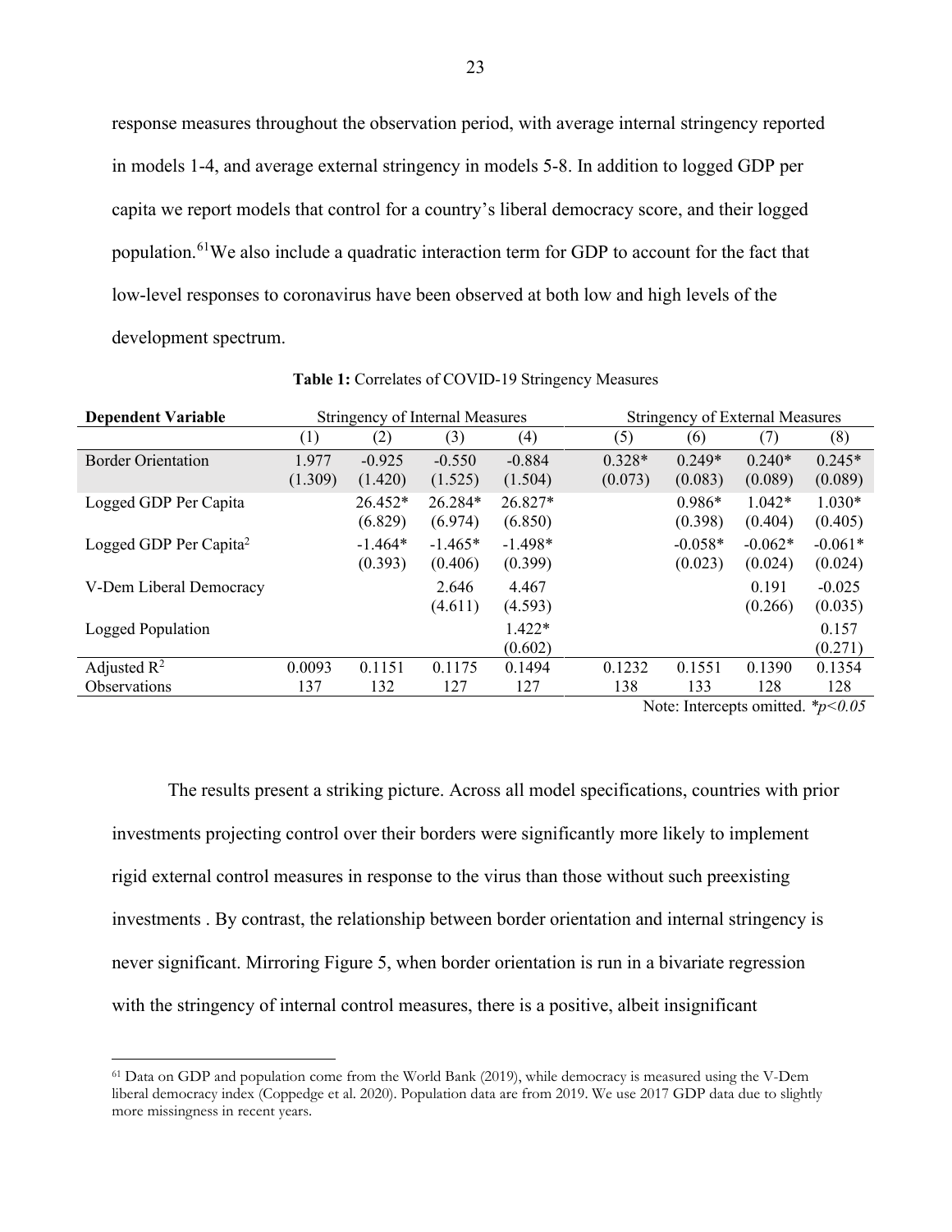response measures throughout the observation period, with average internal stringency reported in models 1-4, and average external stringency in models 5-8. In addition to logged GDP per capita we report models that control for a country's liberal democracy score, and their logged population.[61]We also include a quadratic interaction term for GDP to account for the fact that low-level responses to coronavirus have been observed at both low and high levels of the development spectrum.

**Table 1:** Correlates of COVID-19 Stringency Measures

| **Dependent Variable** | Stringency of Internal Measures | | | | Stringency of External Measures | | | |
|---|---|---|---|---|---|---|---|---|
| | (1) | (2) | (3) | (4) | (5) | (6) | (7) | (8) |
| Border Orientation | 1.977 | -0.925 | -0.550 | -0.884 | 0.328* | 0.249* | 0.240* | 0.245* |
| | (1.309) | (1.420) | (1.525) | (1.504) | (0.073) | (0.083) | (0.089) | (0.089) |
| Logged GDP Per Capita | | 26.452* | 26.284* | 26.827* | | 0.986* | 1.042* | 1.030* |
| | | (6.829) | (6.974) | (6.850) | | (0.398) | (0.404) | (0.405) |
| Logged GDP Per Capita$^2$ | | -1.464* | -1.465* | -1.498* | | -0.058* | -0.062* | -0.061* |
| | | (0.393) | (0.406) | (0.399) | | (0.023) | (0.024) | (0.024) |
| V-Dem Liberal Democracy | | | 2.646 | 4.467 | | | 0.191 | -0.025 |
| | | | (4.611) | (4.593) | | | (0.266) | (0.035) |
| Logged Population | | | | 1.422* | | | | 0.157 |
| | | | | (0.602) | | | | (0.271) |
| Adjusted $R^2$ | 0.0093 | 0.1151 | 0.1175 | 0.1494 | 0.1232 | 0.1551 | 0.1390 | 0.1354 |
| Observations | 137 | 132 | 127 | 127 | 138 | 133 | 128 | 128 |

Note: Intercepts omitted. *$*p<0.05$*

The results present a striking picture. Across all model specifications, countries with prior investments projecting control over their borders were significantly more likely to implement rigid external control measures in response to the virus than those without such preexisting investments . By contrast, the relationship between border orientation and internal stringency is never significant. Mirroring Figure 5, when border orientation is run in a bivariate regression with the stringency of internal control measures, there is a positive, albeit insignificant

[61] Data on GDP and population come from the World Bank (2019), while democracy is measured using the V-Dem liberal democracy index (Coppedge et al. 2020). Population data are from 2019. We use 2017 GDP data due to slightly more missingness in recent years.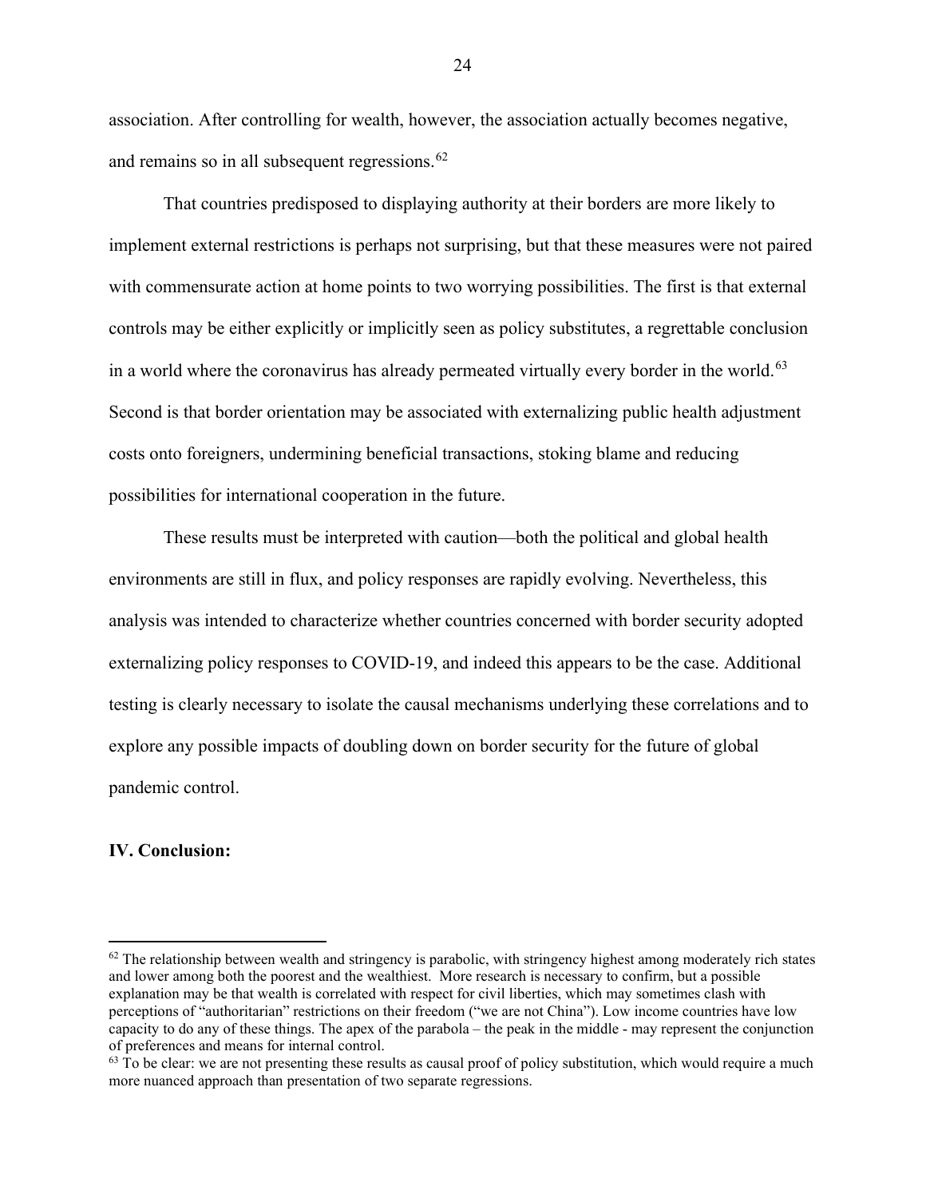association. After controlling for wealth, however, the association actually becomes negative, and remains so in all subsequent regressions.[62]

That countries predisposed to displaying authority at their borders are more likely to implement external restrictions is perhaps not surprising, but that these measures were not paired with commensurate action at home points to two worrying possibilities. The first is that external controls may be either explicitly or implicitly seen as policy substitutes, a regrettable conclusion in a world where the coronavirus has already permeated virtually every border in the world.[63] Second is that border orientation may be associated with externalizing public health adjustment costs onto foreigners, undermining beneficial transactions, stoking blame and reducing possibilities for international cooperation in the future.

These results must be interpreted with caution—both the political and global health environments are still in flux, and policy responses are rapidly evolving. Nevertheless, this analysis was intended to characterize whether countries concerned with border security adopted externalizing policy responses to COVID-19, and indeed this appears to be the case. Additional testing is clearly necessary to isolate the causal mechanisms underlying these correlations and to explore any possible impacts of doubling down on border security for the future of global pandemic control.

## IV. Conclusion:

---

[62] The relationship between wealth and stringency is parabolic, with stringency highest among moderately rich states and lower among both the poorest and the wealthiest. More research is necessary to confirm, but a possible explanation may be that wealth is correlated with respect for civil liberties, which may sometimes clash with perceptions of "authoritarian" restrictions on their freedom ("we are not China"). Low income countries have low capacity to do any of these things. The apex of the parabola – the peak in the middle - may represent the conjunction of preferences and means for internal control.

[63] To be clear: we are not presenting these results as causal proof of policy substitution, which would require a much more nuanced approach than presentation of two separate regressions.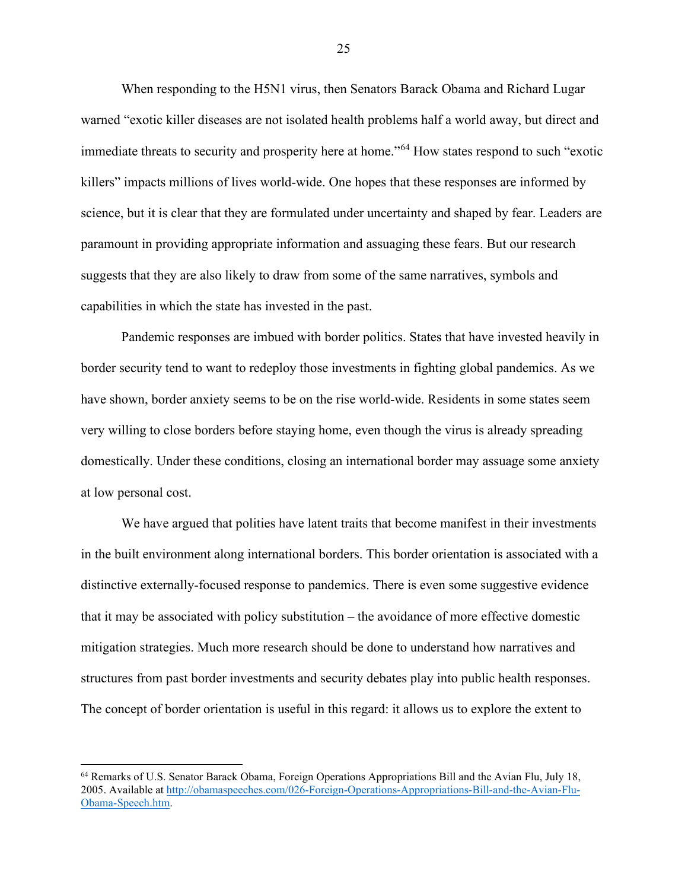When responding to the H5N1 virus, then Senators Barack Obama and Richard Lugar warned "exotic killer diseases are not isolated health problems half a world away, but direct and immediate threats to security and prosperity here at home."[64] How states respond to such "exotic killers" impacts millions of lives world-wide. One hopes that these responses are informed by science, but it is clear that they are formulated under uncertainty and shaped by fear. Leaders are paramount in providing appropriate information and assuaging these fears. But our research suggests that they are also likely to draw from some of the same narratives, symbols and capabilities in which the state has invested in the past.

Pandemic responses are imbued with border politics. States that have invested heavily in border security tend to want to redeploy those investments in fighting global pandemics. As we have shown, border anxiety seems to be on the rise world-wide. Residents in some states seem very willing to close borders before staying home, even though the virus is already spreading domestically. Under these conditions, closing an international border may assuage some anxiety at low personal cost.

We have argued that polities have latent traits that become manifest in their investments in the built environment along international borders. This border orientation is associated with a distinctive externally-focused response to pandemics. There is even some suggestive evidence that it may be associated with policy substitution – the avoidance of more effective domestic mitigation strategies. Much more research should be done to understand how narratives and structures from past border investments and security debates play into public health responses. The concept of border orientation is useful in this regard: it allows us to explore the extent to

---

[64] Remarks of U.S. Senator Barack Obama, Foreign Operations Appropriations Bill and the Avian Flu, July 18, 2005. Available at [http://obamaspeeches.com/026-Foreign-Operations-Appropriations-Bill-and-the-Avian-Flu-Obama-Speech.htm](http://obamaspeeches.com/026-Foreign-Operations-Appropriations-Bill-and-the-Avian-Flu-Obama-Speech.htm).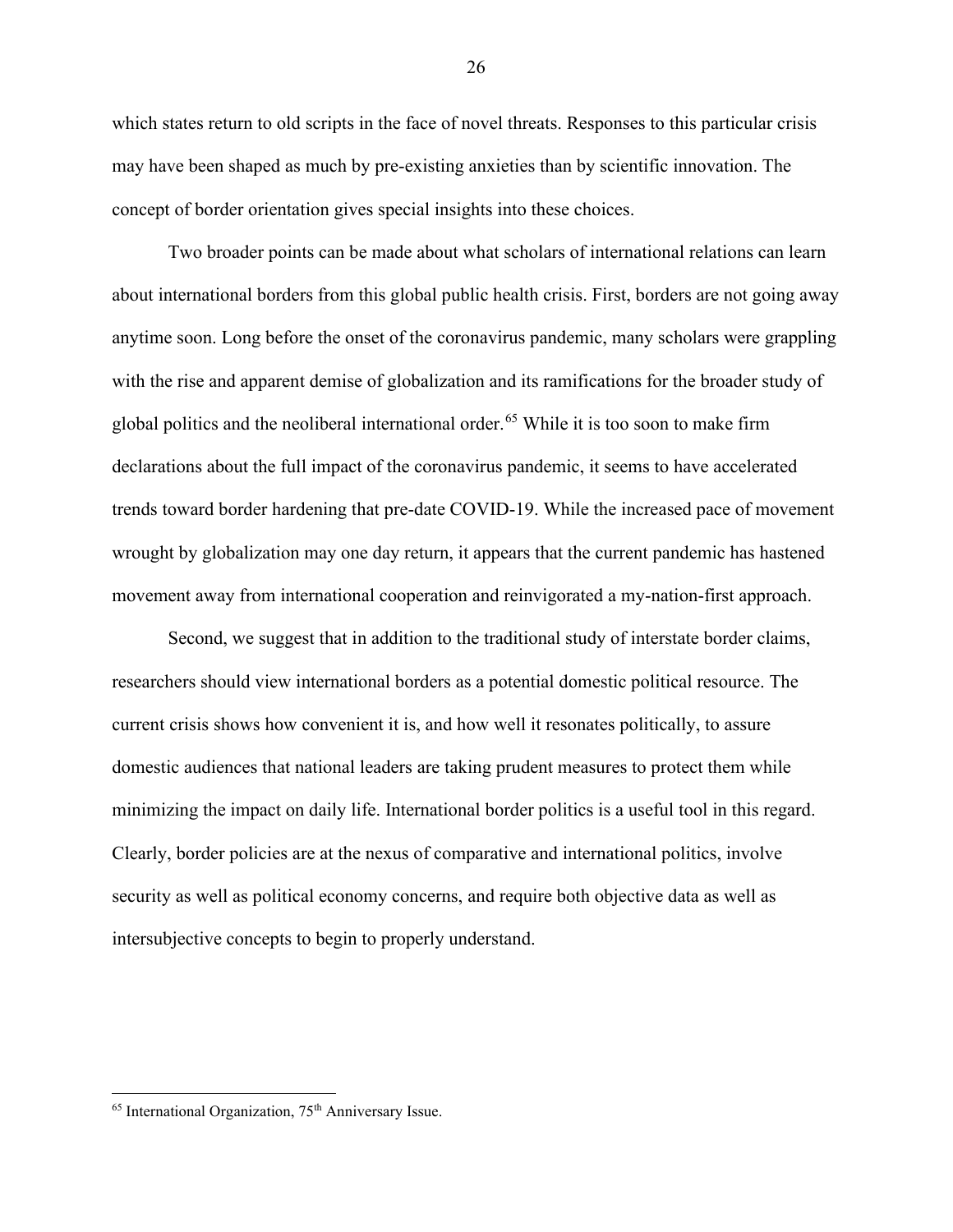which states return to old scripts in the face of novel threats. Responses to this particular crisis may have been shaped as much by pre-existing anxieties than by scientific innovation. The concept of border orientation gives special insights into these choices.

Two broader points can be made about what scholars of international relations can learn about international borders from this global public health crisis. First, borders are not going away anytime soon. Long before the onset of the coronavirus pandemic, many scholars were grappling with the rise and apparent demise of globalization and its ramifications for the broader study of global politics and the neoliberal international order.[65] While it is too soon to make firm declarations about the full impact of the coronavirus pandemic, it seems to have accelerated trends toward border hardening that pre-date COVID-19. While the increased pace of movement wrought by globalization may one day return, it appears that the current pandemic has hastened movement away from international cooperation and reinvigorated a my-nation-first approach.

Second, we suggest that in addition to the traditional study of interstate border claims, researchers should view international borders as a potential domestic political resource. The current crisis shows how convenient it is, and how well it resonates politically, to assure domestic audiences that national leaders are taking prudent measures to protect them while minimizing the impact on daily life. International border politics is a useful tool in this regard. Clearly, border policies are at the nexus of comparative and international politics, involve security as well as political economy concerns, and require both objective data as well as intersubjective concepts to begin to properly understand.

---

[65] International Organization, 75th Anniversary Issue.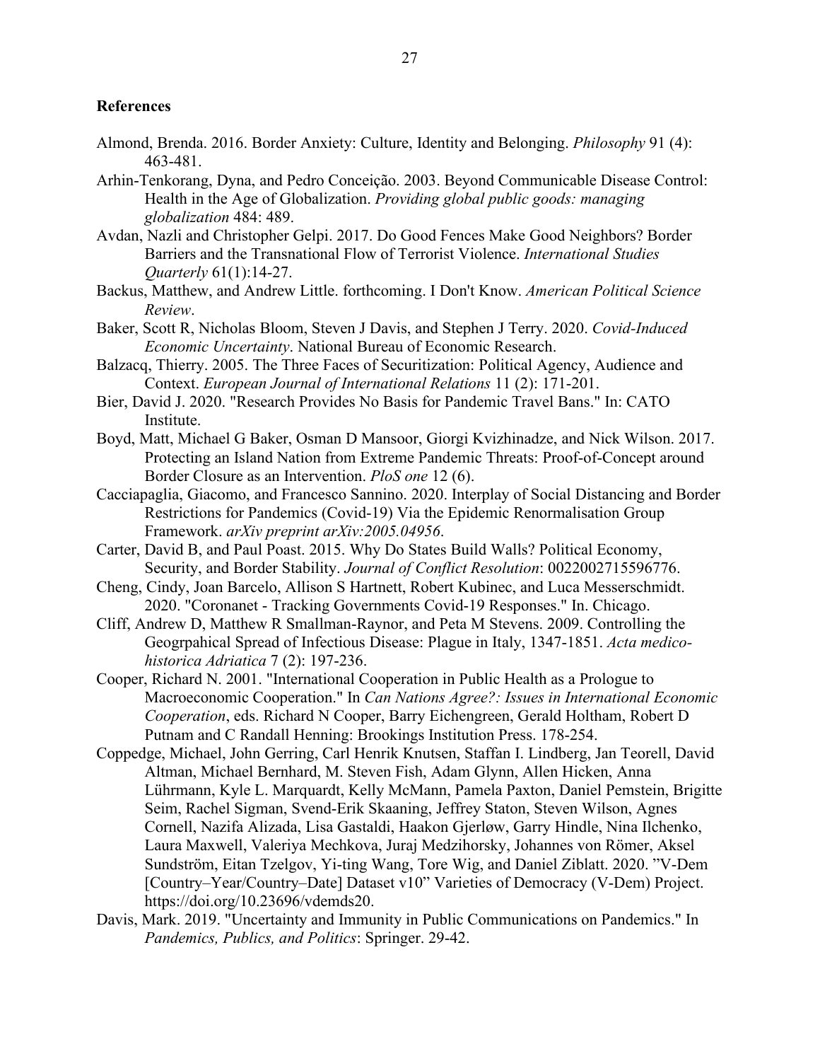**References**

Almond, Brenda. 2016. Border Anxiety: Culture, Identity and Belonging. *Philosophy* 91 (4): 463-481.

Arhin-Tenkorang, Dyna, and Pedro Conceição. 2003. Beyond Communicable Disease Control: Health in the Age of Globalization. *Providing global public goods: managing globalization* 484: 489.

Avdan, Nazli and Christopher Gelpi. 2017. Do Good Fences Make Good Neighbors? Border Barriers and the Transnational Flow of Terrorist Violence. *International Studies Quarterly* 61(1):14-27.

Backus, Matthew, and Andrew Little. forthcoming. I Don't Know. *American Political Science Review*.

Baker, Scott R, Nicholas Bloom, Steven J Davis, and Stephen J Terry. 2020. *Covid-Induced Economic Uncertainty*. National Bureau of Economic Research.

Balzacq, Thierry. 2005. The Three Faces of Securitization: Political Agency, Audience and Context. *European Journal of International Relations* 11 (2): 171-201.

Bier, David J. 2020. "Research Provides No Basis for Pandemic Travel Bans." In: CATO Institute.

Boyd, Matt, Michael G Baker, Osman D Mansoor, Giorgi Kvizhinadze, and Nick Wilson. 2017. Protecting an Island Nation from Extreme Pandemic Threats: Proof-of-Concept around Border Closure as an Intervention. *PloS one* 12 (6).

Cacciapaglia, Giacomo, and Francesco Sannino. 2020. Interplay of Social Distancing and Border Restrictions for Pandemics (Covid-19) Via the Epidemic Renormalisation Group Framework. *arXiv preprint arXiv:2005.04956*.

Carter, David B, and Paul Poast. 2015. Why Do States Build Walls? Political Economy, Security, and Border Stability. *Journal of Conflict Resolution*: 0022002715596776.

Cheng, Cindy, Joan Barcelo, Allison S Hartnett, Robert Kubinec, and Luca Messerschmidt. 2020. "Coronanet - Tracking Governments Covid-19 Responses." In. Chicago.

Cliff, Andrew D, Matthew R Smallman-Raynor, and Peta M Stevens. 2009. Controlling the Geogrpahical Spread of Infectious Disease: Plague in Italy, 1347-1851. *Acta medico-historica Adriatica* 7 (2): 197-236.

Cooper, Richard N. 2001. "International Cooperation in Public Health as a Prologue to Macroeconomic Cooperation." In *Can Nations Agree?: Issues in International Economic Cooperation*, eds. Richard N Cooper, Barry Eichengreen, Gerald Holtham, Robert D Putnam and C Randall Henning: Brookings Institution Press. 178-254.

Coppedge, Michael, John Gerring, Carl Henrik Knutsen, Staffan I. Lindberg, Jan Teorell, David Altman, Michael Bernhard, M. Steven Fish, Adam Glynn, Allen Hicken, Anna Lührmann, Kyle L. Marquardt, Kelly McMann, Pamela Paxton, Daniel Pemstein, Brigitte Seim, Rachel Sigman, Svend-Erik Skaaning, Jeffrey Staton, Steven Wilson, Agnes Cornell, Nazifa Alizada, Lisa Gastaldi, Haakon Gjerløw, Garry Hindle, Nina Ilchenko, Laura Maxwell, Valeriya Mechkova, Juraj Medzihorsky, Johannes von Römer, Aksel Sundström, Eitan Tzelgov, Yi-ting Wang, Tore Wig, and Daniel Ziblatt. 2020. "V-Dem [Country–Year/Country–Date] Dataset v10" Varieties of Democracy (V-Dem) Project. https://doi.org/10.23696/vdemds20.

Davis, Mark. 2019. "Uncertainty and Immunity in Public Communications on Pandemics." In *Pandemics, Publics, and Politics*: Springer. 29-42.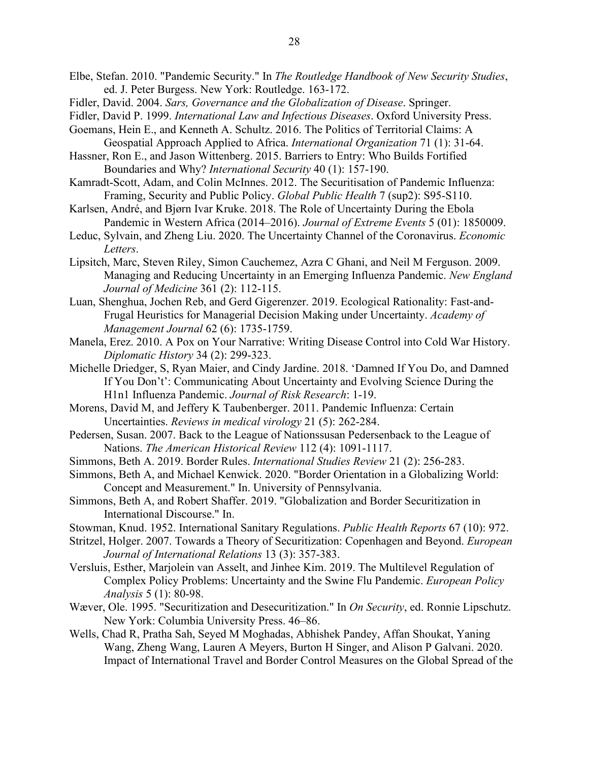Elbe, Stefan. 2010. "Pandemic Security." In *The Routledge Handbook of New Security Studies*, ed. J. Peter Burgess. New York: Routledge. 163-172.

Fidler, David. 2004. *Sars, Governance and the Globalization of Disease*. Springer.

Fidler, David P. 1999. *International Law and Infectious Diseases*. Oxford University Press.

Goemans, Hein E., and Kenneth A. Schultz. 2016. The Politics of Territorial Claims: A Geospatial Approach Applied to Africa. *International Organization* 71 (1): 31-64.

Hassner, Ron E., and Jason Wittenberg. 2015. Barriers to Entry: Who Builds Fortified Boundaries and Why? *International Security* 40 (1): 157-190.

Kamradt-Scott, Adam, and Colin McInnes. 2012. The Securitisation of Pandemic Influenza: Framing, Security and Public Policy. *Global Public Health* 7 (sup2): S95-S110.

Karlsen, André, and Bjørn Ivar Kruke. 2018. The Role of Uncertainty During the Ebola Pandemic in Western Africa (2014–2016). *Journal of Extreme Events* 5 (01): 1850009.

Leduc, Sylvain, and Zheng Liu. 2020. The Uncertainty Channel of the Coronavirus. *Economic Letters*.

Lipsitch, Marc, Steven Riley, Simon Cauchemez, Azra C Ghani, and Neil M Ferguson. 2009. Managing and Reducing Uncertainty in an Emerging Influenza Pandemic. *New England Journal of Medicine* 361 (2): 112-115.

Luan, Shenghua, Jochen Reb, and Gerd Gigerenzer. 2019. Ecological Rationality: Fast-and-Frugal Heuristics for Managerial Decision Making under Uncertainty. *Academy of Management Journal* 62 (6): 1735-1759.

Manela, Erez. 2010. A Pox on Your Narrative: Writing Disease Control into Cold War History. *Diplomatic History* 34 (2): 299-323.

Michelle Driedger, S, Ryan Maier, and Cindy Jardine. 2018. 'Damned If You Do, and Damned If You Don't': Communicating About Uncertainty and Evolving Science During the H1n1 Influenza Pandemic. *Journal of Risk Research*: 1-19.

Morens, David M, and Jeffery K Taubenberger. 2011. Pandemic Influenza: Certain Uncertainties. *Reviews in medical virology* 21 (5): 262-284.

Pedersen, Susan. 2007. Back to the League of Nationssusan Pedersenback to the League of Nations. *The American Historical Review* 112 (4): 1091-1117.

Simmons, Beth A. 2019. Border Rules. *International Studies Review* 21 (2): 256-283.

Simmons, Beth A, and Michael Kenwick. 2020. "Border Orientation in a Globalizing World: Concept and Measurement." In. University of Pennsylvania.

Simmons, Beth A, and Robert Shaffer. 2019. "Globalization and Border Securitization in International Discourse." In.

Stowman, Knud. 1952. International Sanitary Regulations. *Public Health Reports* 67 (10): 972.

Stritzel, Holger. 2007. Towards a Theory of Securitization: Copenhagen and Beyond. *European Journal of International Relations* 13 (3): 357-383.

Versluis, Esther, Marjolein van Asselt, and Jinhee Kim. 2019. The Multilevel Regulation of Complex Policy Problems: Uncertainty and the Swine Flu Pandemic. *European Policy Analysis* 5 (1): 80-98.

Wæver, Ole. 1995. "Securitization and Desecuritization." In *On Security*, ed. Ronnie Lipschutz. New York: Columbia University Press. 46–86.

Wells, Chad R, Pratha Sah, Seyed M Moghadas, Abhishek Pandey, Affan Shoukat, Yaning Wang, Zheng Wang, Lauren A Meyers, Burton H Singer, and Alison P Galvani. 2020. Impact of International Travel and Border Control Measures on the Global Spread of the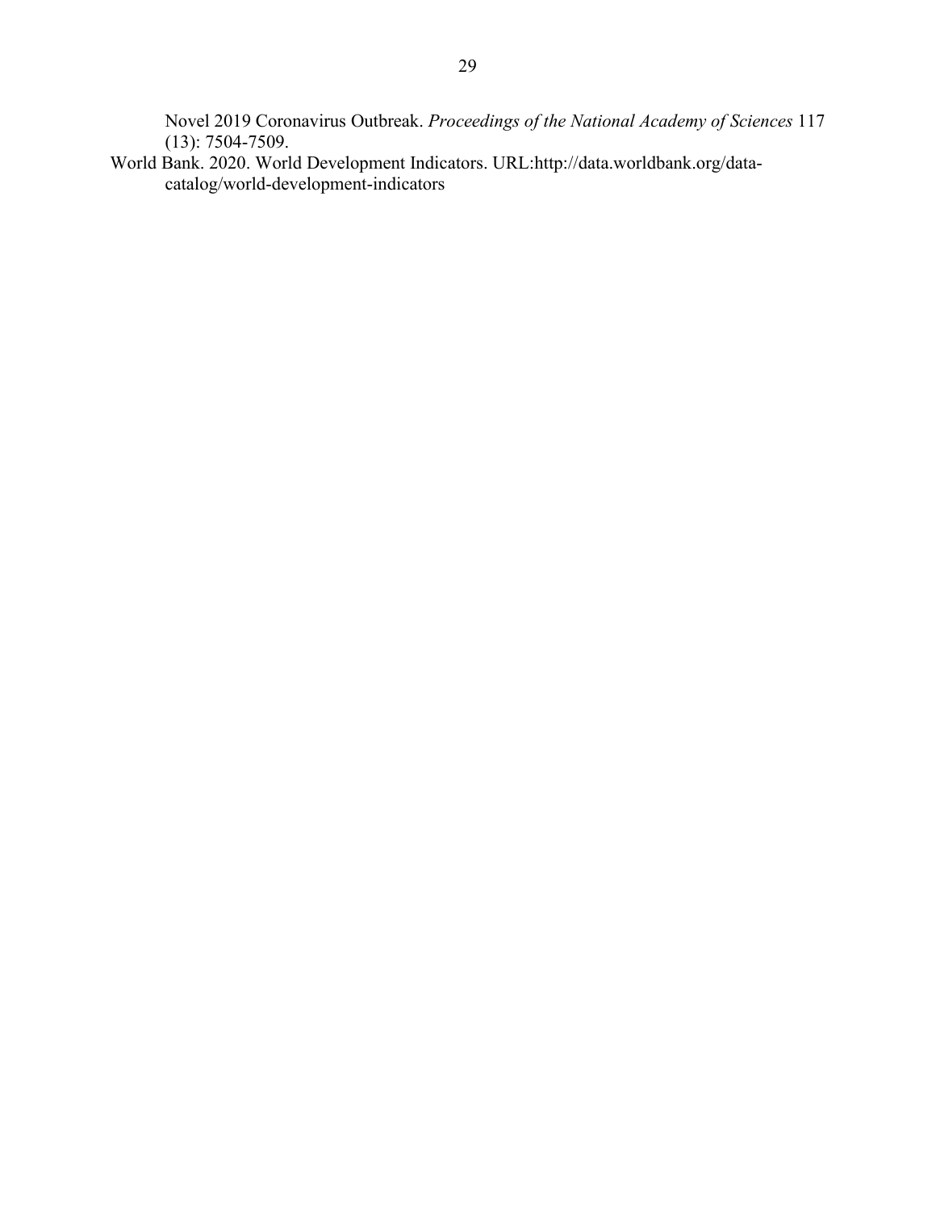Novel 2019 Coronavirus Outbreak. *Proceedings of the National Academy of Sciences* 117 (13): 7504-7509.

World Bank. 2020. World Development Indicators. URL:http://data.worldbank.org/data-catalog/world-development-indicators